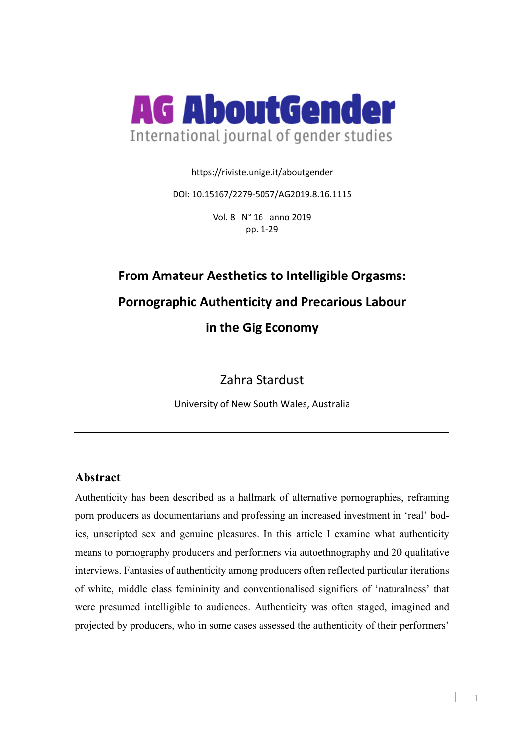**AG AboutGender**

International journal of gender studies

https://riviste.unige.it/aboutgender

DOI: 10.15167/2279-5057/AG2019.8.16.1115

Vol. 8 N° 16 anno 2019
pp. 1-29

# From Amateur Aesthetics to Intelligible Orgasms: Pornographic Authenticity and Precarious Labour in the Gig Economy

Zahra Stardust

University of New South Wales, Australia

---

## Abstract

Authenticity has been described as a hallmark of alternative pornographies, reframing porn producers as documentarians and professing an increased investment in 'real' bodies, unscripted sex and genuine pleasures. In this article I examine what authenticity means to pornography producers and performers via autoethnography and 20 qualitative interviews. Fantasies of authenticity among producers often reflected particular iterations of white, middle class femininity and conventionalised signifiers of 'naturalness' that were presumed intelligible to audiences. Authenticity was often staged, imagined and projected by producers, who in some cases assessed the authenticity of their performers'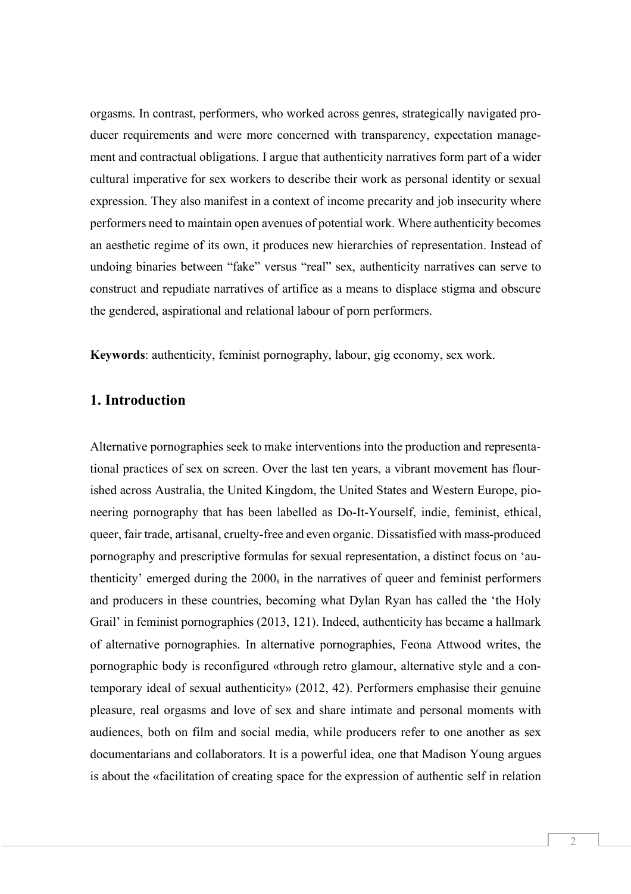orgasms. In contrast, performers, who worked across genres, strategically navigated producer requirements and were more concerned with transparency, expectation management and contractual obligations. I argue that authenticity narratives form part of a wider cultural imperative for sex workers to describe their work as personal identity or sexual expression. They also manifest in a context of income precarity and job insecurity where performers need to maintain open avenues of potential work. Where authenticity becomes an aesthetic regime of its own, it produces new hierarchies of representation. Instead of undoing binaries between "fake" versus "real" sex, authenticity narratives can serve to construct and repudiate narratives of artifice as a means to displace stigma and obscure the gendered, aspirational and relational labour of porn performers.

**Keywords**: authenticity, feminist pornography, labour, gig economy, sex work.

## 1. Introduction

Alternative pornographies seek to make interventions into the production and representational practices of sex on screen. Over the last ten years, a vibrant movement has flourished across Australia, the United Kingdom, the United States and Western Europe, pioneering pornography that has been labelled as Do-It-Yourself, indie, feminist, ethical, queer, fair trade, artisanal, cruelty-free and even organic. Dissatisfied with mass-produced pornography and prescriptive formulas for sexual representation, a distinct focus on 'authenticity' emerged during the 2000s in the narratives of queer and feminist performers and producers in these countries, becoming what Dylan Ryan has called the 'the Holy Grail' in feminist pornographies (2013, 121). Indeed, authenticity has became a hallmark of alternative pornographies. In alternative pornographies, Feona Attwood writes, the pornographic body is reconfigured «through retro glamour, alternative style and a contemporary ideal of sexual authenticity» (2012, 42). Performers emphasise their genuine pleasure, real orgasms and love of sex and share intimate and personal moments with audiences, both on film and social media, while producers refer to one another as sex documentarians and collaborators. It is a powerful idea, one that Madison Young argues is about the «facilitation of creating space for the expression of authentic self in relation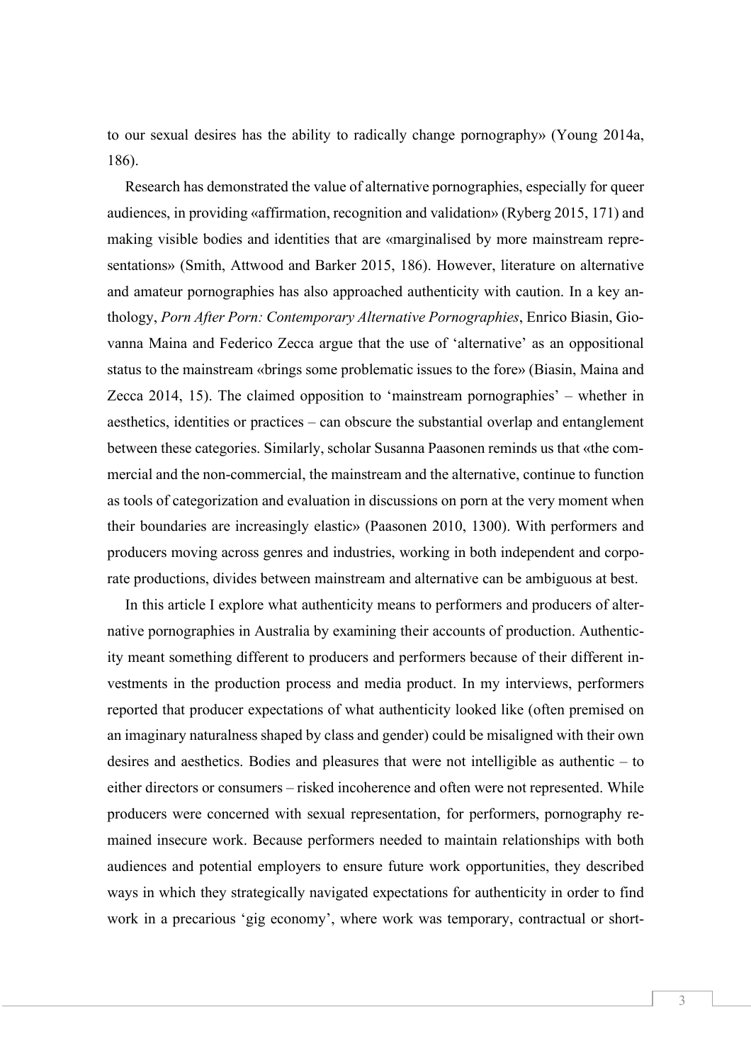to our sexual desires has the ability to radically change pornography» (Young 2014a, 186).

Research has demonstrated the value of alternative pornographies, especially for queer audiences, in providing «affirmation, recognition and validation» (Ryberg 2015, 171) and making visible bodies and identities that are «marginalised by more mainstream representations» (Smith, Attwood and Barker 2015, 186). However, literature on alternative and amateur pornographies has also approached authenticity with caution. In a key anthology, *Porn After Porn: Contemporary Alternative Pornographies*, Enrico Biasin, Giovanna Maina and Federico Zecca argue that the use of 'alternative' as an oppositional status to the mainstream «brings some problematic issues to the fore» (Biasin, Maina and Zecca 2014, 15). The claimed opposition to 'mainstream pornographies' – whether in aesthetics, identities or practices – can obscure the substantial overlap and entanglement between these categories. Similarly, scholar Susanna Paasonen reminds us that «the commercial and the non-commercial, the mainstream and the alternative, continue to function as tools of categorization and evaluation in discussions on porn at the very moment when their boundaries are increasingly elastic» (Paasonen 2010, 1300). With performers and producers moving across genres and industries, working in both independent and corporate productions, divides between mainstream and alternative can be ambiguous at best.

In this article I explore what authenticity means to performers and producers of alternative pornographies in Australia by examining their accounts of production. Authenticity meant something different to producers and performers because of their different investments in the production process and media product. In my interviews, performers reported that producer expectations of what authenticity looked like (often premised on an imaginary naturalness shaped by class and gender) could be misaligned with their own desires and aesthetics. Bodies and pleasures that were not intelligible as authentic – to either directors or consumers – risked incoherence and often were not represented. While producers were concerned with sexual representation, for performers, pornography remained insecure work. Because performers needed to maintain relationships with both audiences and potential employers to ensure future work opportunities, they described ways in which they strategically navigated expectations for authenticity in order to find work in a precarious 'gig economy', where work was temporary, contractual or short-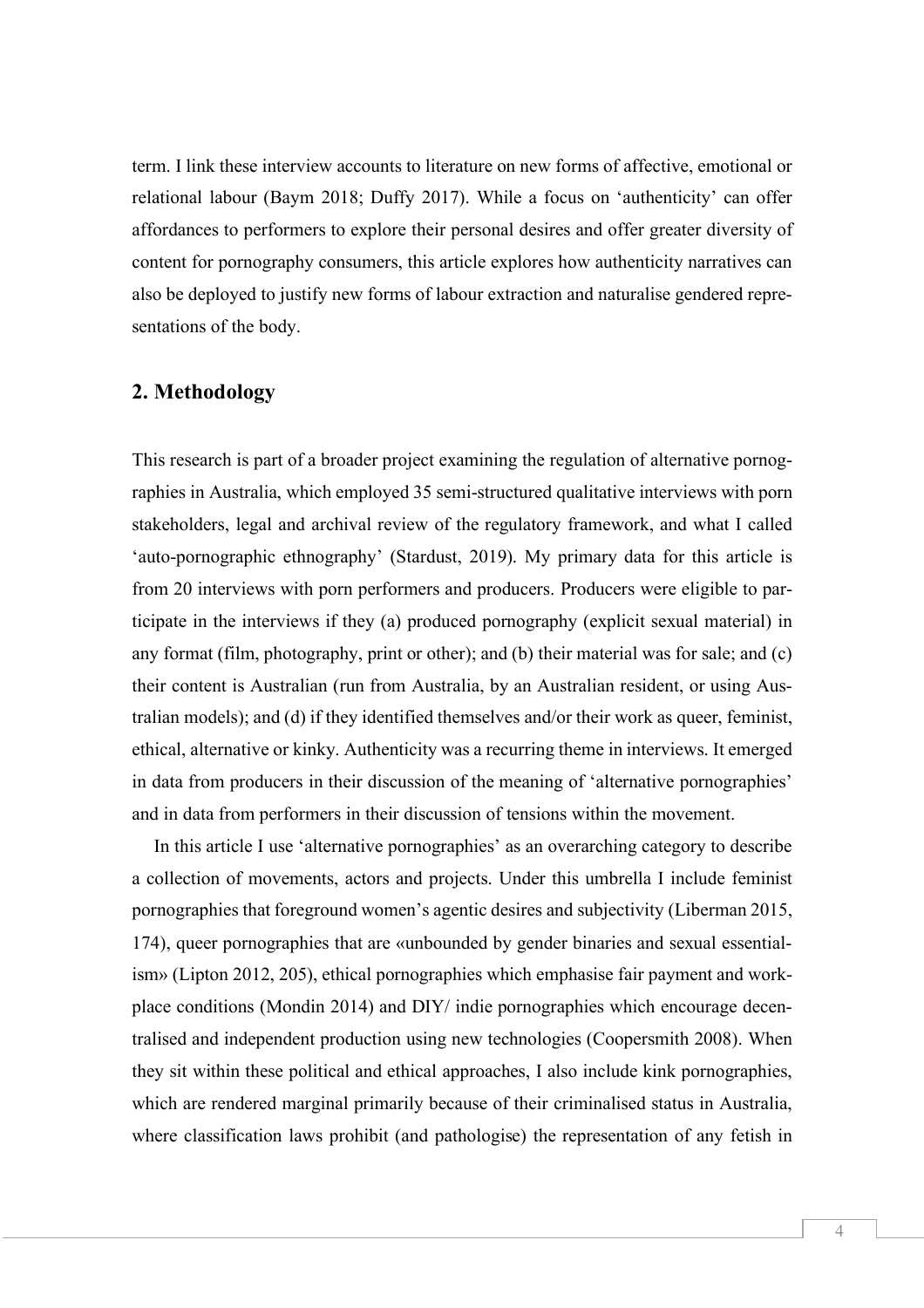term. I link these interview accounts to literature on new forms of affective, emotional or relational labour (Baym 2018; Duffy 2017). While a focus on 'authenticity' can offer affordances to performers to explore their personal desires and offer greater diversity of content for pornography consumers, this article explores how authenticity narratives can also be deployed to justify new forms of labour extraction and naturalise gendered representations of the body.

## 2. Methodology

This research is part of a broader project examining the regulation of alternative pornographies in Australia, which employed 35 semi-structured qualitative interviews with porn stakeholders, legal and archival review of the regulatory framework, and what I called 'auto-pornographic ethnography' (Stardust, 2019). My primary data for this article is from 20 interviews with porn performers and producers. Producers were eligible to participate in the interviews if they (a) produced pornography (explicit sexual material) in any format (film, photography, print or other); and (b) their material was for sale; and (c) their content is Australian (run from Australia, by an Australian resident, or using Australian models); and (d) if they identified themselves and/or their work as queer, feminist, ethical, alternative or kinky. Authenticity was a recurring theme in interviews. It emerged in data from producers in their discussion of the meaning of 'alternative pornographies' and in data from performers in their discussion of tensions within the movement.

In this article I use 'alternative pornographies' as an overarching category to describe a collection of movements, actors and projects. Under this umbrella I include feminist pornographies that foreground women's agentic desires and subjectivity (Liberman 2015, 174), queer pornographies that are «unbounded by gender binaries and sexual essentialism» (Lipton 2012, 205), ethical pornographies which emphasise fair payment and workplace conditions (Mondin 2014) and DIY/ indie pornographies which encourage decentralised and independent production using new technologies (Coopersmith 2008). When they sit within these political and ethical approaches, I also include kink pornographies, which are rendered marginal primarily because of their criminalised status in Australia, where classification laws prohibit (and pathologise) the representation of any fetish in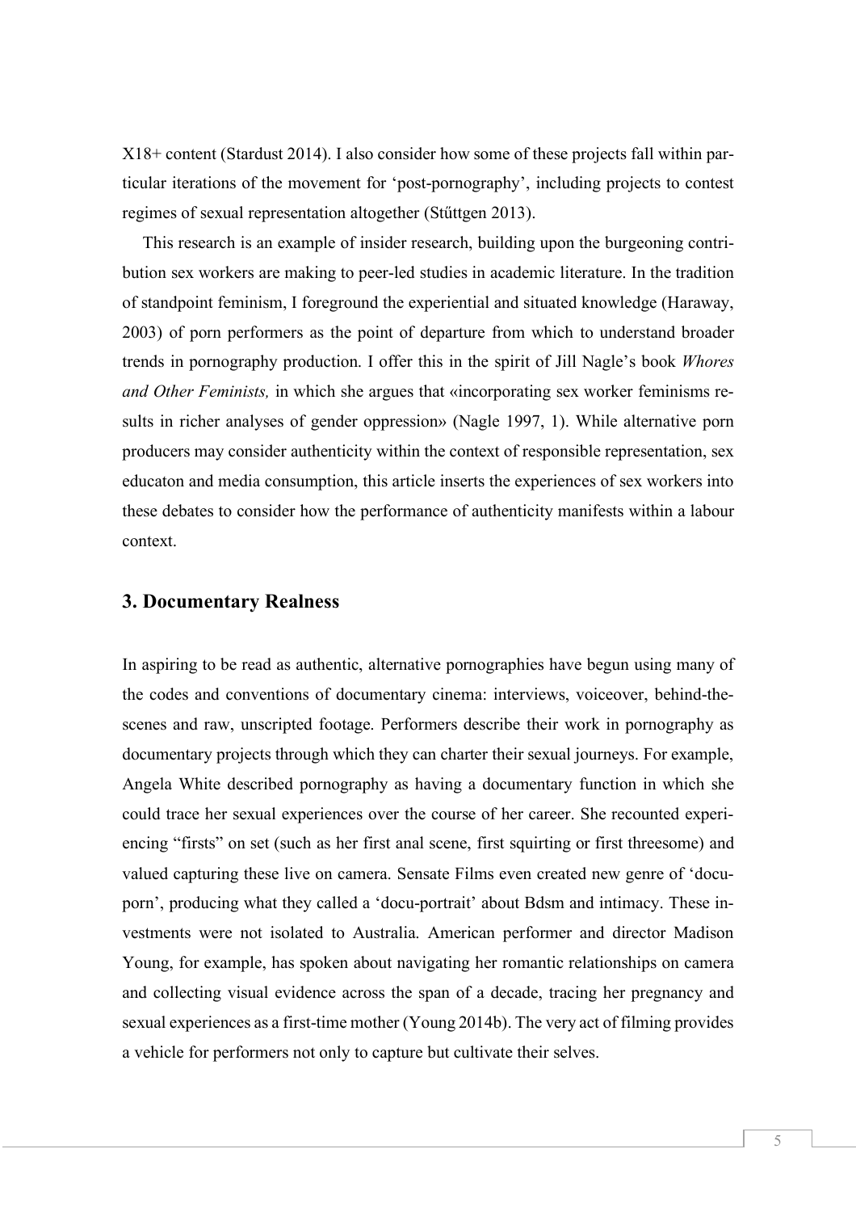X18+ content (Stardust 2014). I also consider how some of these projects fall within particular iterations of the movement for 'post-pornography', including projects to contest regimes of sexual representation altogether (Stűttgen 2013).

This research is an example of insider research, building upon the burgeoning contribution sex workers are making to peer-led studies in academic literature. In the tradition of standpoint feminism, I foreground the experiential and situated knowledge (Haraway, 2003) of porn performers as the point of departure from which to understand broader trends in pornography production. I offer this in the spirit of Jill Nagle's book *Whores and Other Feminists,* in which she argues that «incorporating sex worker feminisms results in richer analyses of gender oppression» (Nagle 1997, 1). While alternative porn producers may consider authenticity within the context of responsible representation, sex educaton and media consumption, this article inserts the experiences of sex workers into these debates to consider how the performance of authenticity manifests within a labour context.

## 3. Documentary Realness

In aspiring to be read as authentic, alternative pornographies have begun using many of the codes and conventions of documentary cinema: interviews, voiceover, behind-the-scenes and raw, unscripted footage. Performers describe their work in pornography as documentary projects through which they can charter their sexual journeys. For example, Angela White described pornography as having a documentary function in which she could trace her sexual experiences over the course of her career. She recounted experiencing "firsts" on set (such as her first anal scene, first squirting or first threesome) and valued capturing these live on camera. Sensate Films even created new genre of 'docu-porn', producing what they called a 'docu-portrait' about Bdsm and intimacy. These investments were not isolated to Australia. American performer and director Madison Young, for example, has spoken about navigating her romantic relationships on camera and collecting visual evidence across the span of a decade, tracing her pregnancy and sexual experiences as a first-time mother (Young 2014b). The very act of filming provides a vehicle for performers not only to capture but cultivate their selves.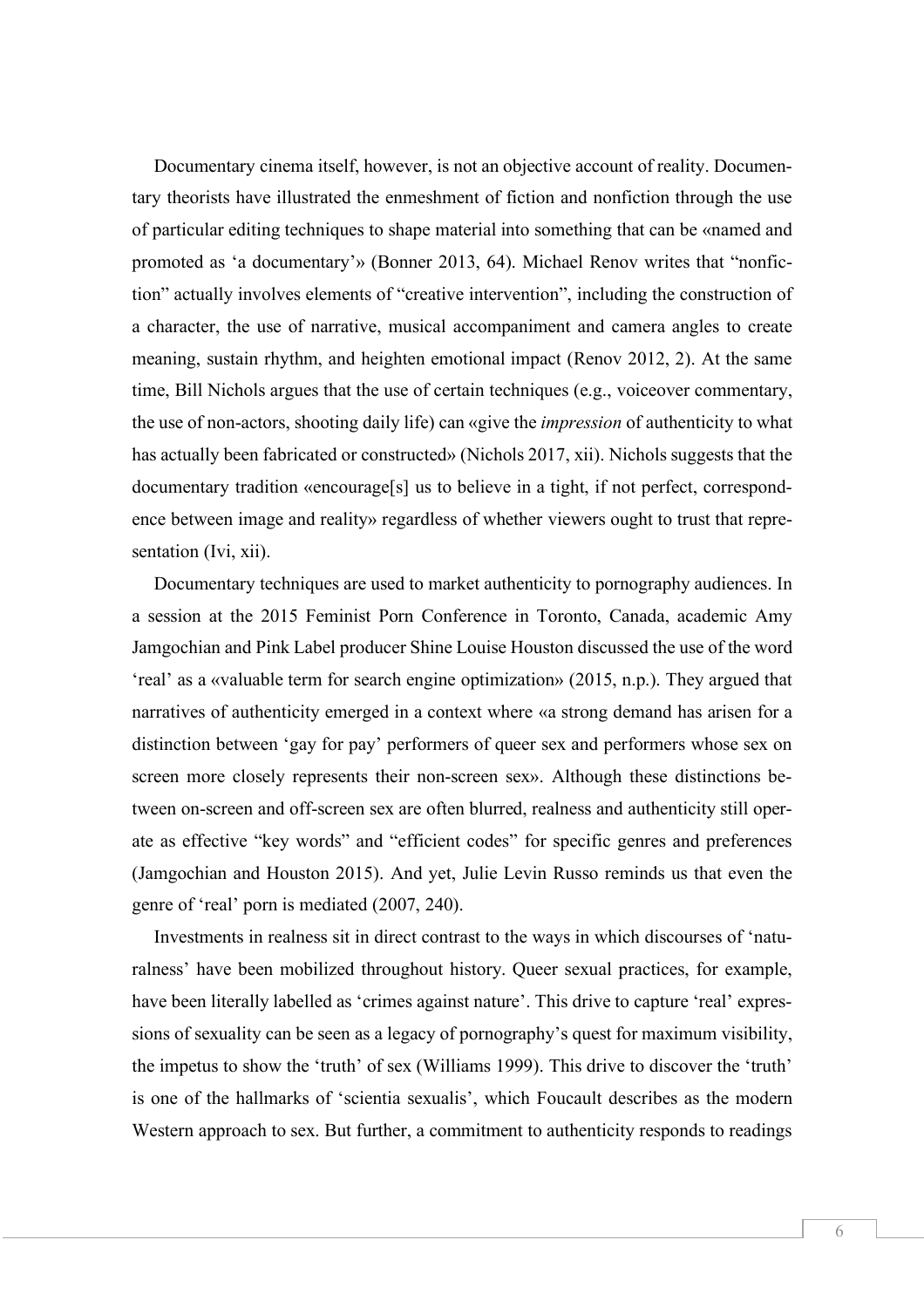Documentary cinema itself, however, is not an objective account of reality. Documentary theorists have illustrated the enmeshment of fiction and nonfiction through the use of particular editing techniques to shape material into something that can be «named and promoted as 'a documentary'» (Bonner 2013, 64). Michael Renov writes that "nonfiction" actually involves elements of "creative intervention", including the construction of a character, the use of narrative, musical accompaniment and camera angles to create meaning, sustain rhythm, and heighten emotional impact (Renov 2012, 2). At the same time, Bill Nichols argues that the use of certain techniques (e.g., voiceover commentary, the use of non-actors, shooting daily life) can «give the *impression* of authenticity to what has actually been fabricated or constructed» (Nichols 2017, xii). Nichols suggests that the documentary tradition «encourage[s] us to believe in a tight, if not perfect, correspondence between image and reality» regardless of whether viewers ought to trust that representation (Ivi, xii).

Documentary techniques are used to market authenticity to pornography audiences. In a session at the 2015 Feminist Porn Conference in Toronto, Canada, academic Amy Jamgochian and Pink Label producer Shine Louise Houston discussed the use of the word 'real' as a «valuable term for search engine optimization» (2015, n.p.). They argued that narratives of authenticity emerged in a context where «a strong demand has arisen for a distinction between 'gay for pay' performers of queer sex and performers whose sex on screen more closely represents their non-screen sex». Although these distinctions between on-screen and off-screen sex are often blurred, realness and authenticity still operate as effective "key words" and "efficient codes" for specific genres and preferences (Jamgochian and Houston 2015). And yet, Julie Levin Russo reminds us that even the genre of 'real' porn is mediated (2007, 240).

Investments in realness sit in direct contrast to the ways in which discourses of 'naturalness' have been mobilized throughout history. Queer sexual practices, for example, have been literally labelled as 'crimes against nature'. This drive to capture 'real' expressions of sexuality can be seen as a legacy of pornography's quest for maximum visibility, the impetus to show the 'truth' of sex (Williams 1999). This drive to discover the 'truth' is one of the hallmarks of 'scientia sexualis', which Foucault describes as the modern Western approach to sex. But further, a commitment to authenticity responds to readings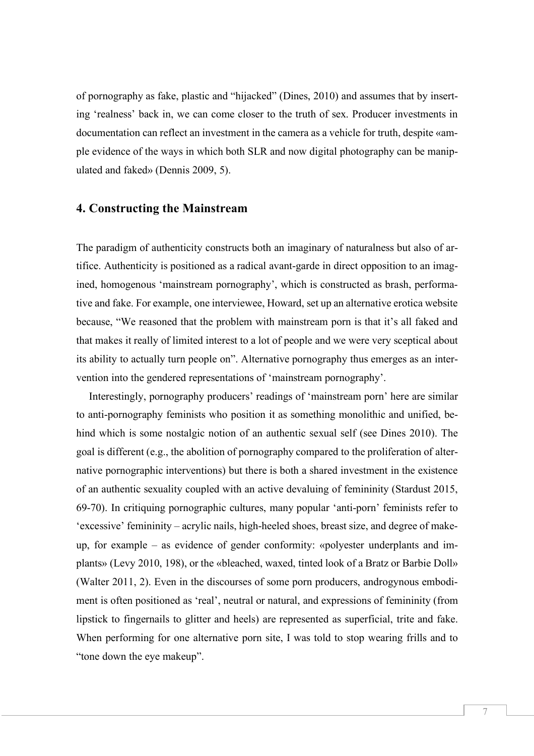of pornography as fake, plastic and "hijacked" (Dines, 2010) and assumes that by inserting 'realness' back in, we can come closer to the truth of sex. Producer investments in documentation can reflect an investment in the camera as a vehicle for truth, despite «ample evidence of the ways in which both SLR and now digital photography can be manipulated and faked» (Dennis 2009, 5).

## 4. Constructing the Mainstream

The paradigm of authenticity constructs both an imaginary of naturalness but also of artifice. Authenticity is positioned as a radical avant-garde in direct opposition to an imagined, homogenous 'mainstream pornography', which is constructed as brash, performative and fake. For example, one interviewee, Howard, set up an alternative erotica website because, "We reasoned that the problem with mainstream porn is that it's all faked and that makes it really of limited interest to a lot of people and we were very sceptical about its ability to actually turn people on". Alternative pornography thus emerges as an intervention into the gendered representations of 'mainstream pornography'.

Interestingly, pornography producers' readings of 'mainstream porn' here are similar to anti-pornography feminists who position it as something monolithic and unified, behind which is some nostalgic notion of an authentic sexual self (see Dines 2010). The goal is different (e.g., the abolition of pornography compared to the proliferation of alternative pornographic interventions) but there is both a shared investment in the existence of an authentic sexuality coupled with an active devaluing of femininity (Stardust 2015, 69-70). In critiquing pornographic cultures, many popular 'anti-porn' feminists refer to 'excessive' femininity – acrylic nails, high-heeled shoes, breast size, and degree of make-up, for example – as evidence of gender conformity: «polyester underplants and implants» (Levy 2010, 198), or the «bleached, waxed, tinted look of a Bratz or Barbie Doll» (Walter 2011, 2). Even in the discourses of some porn producers, androgynous embodiment is often positioned as 'real', neutral or natural, and expressions of femininity (from lipstick to fingernails to glitter and heels) are represented as superficial, trite and fake. When performing for one alternative porn site, I was told to stop wearing frills and to "tone down the eye makeup".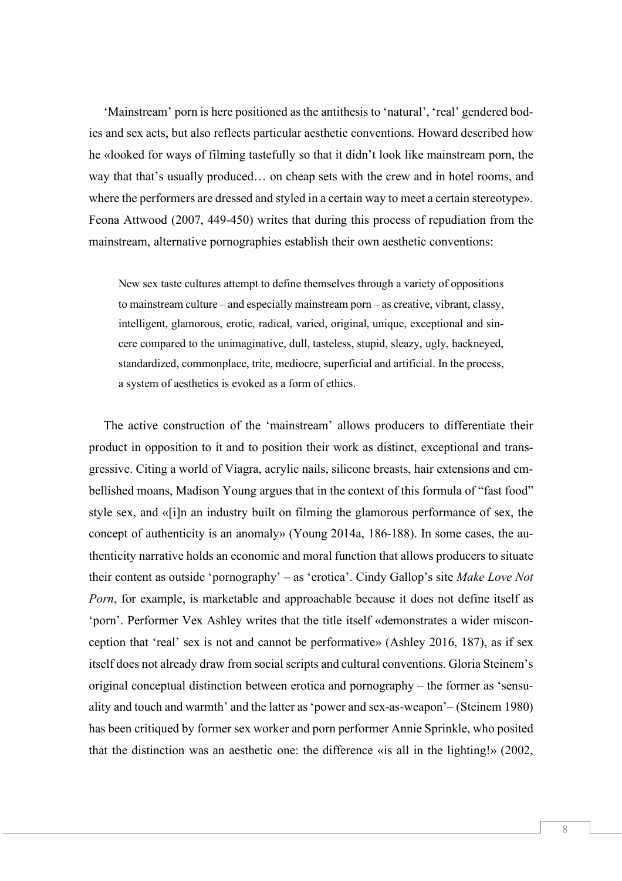'Mainstream' porn is here positioned as the antithesis to 'natural', 'real' gendered bodies and sex acts, but also reflects particular aesthetic conventions. Howard described how he «looked for ways of filming tastefully so that it didn't look like mainstream porn, the way that that's usually produced… on cheap sets with the crew and in hotel rooms, and where the performers are dressed and styled in a certain way to meet a certain stereotype». Feona Attwood (2007, 449-450) writes that during this process of repudiation from the mainstream, alternative pornographies establish their own aesthetic conventions:

> New sex taste cultures attempt to define themselves through a variety of oppositions to mainstream culture – and especially mainstream porn – as creative, vibrant, classy, intelligent, glamorous, erotic, radical, varied, original, unique, exceptional and sincere compared to the unimaginative, dull, tasteless, stupid, sleazy, ugly, hackneyed, standardized, commonplace, trite, mediocre, superficial and artificial. In the process, a system of aesthetics is evoked as a form of ethics.

The active construction of the 'mainstream' allows producers to differentiate their product in opposition to it and to position their work as distinct, exceptional and transgressive. Citing a world of Viagra, acrylic nails, silicone breasts, hair extensions and embellished moans, Madison Young argues that in the context of this formula of "fast food" style sex, and «[i]n an industry built on filming the glamorous performance of sex, the concept of authenticity is an anomaly» (Young 2014a, 186-188). In some cases, the authenticity narrative holds an economic and moral function that allows producers to situate their content as outside 'pornography' – as 'erotica'. Cindy Gallop's site *Make Love Not Porn*, for example, is marketable and approachable because it does not define itself as 'porn'. Performer Vex Ashley writes that the title itself «demonstrates a wider misconception that 'real' sex is not and cannot be performative» (Ashley 2016, 187), as if sex itself does not already draw from social scripts and cultural conventions. Gloria Steinem's original conceptual distinction between erotica and pornography – the former as 'sensuality and touch and warmth' and the latter as 'power and sex-as-weapon'– (Steinem 1980) has been critiqued by former sex worker and porn performer Annie Sprinkle, who posited that the distinction was an aesthetic one: the difference «is all in the lighting!» (2002,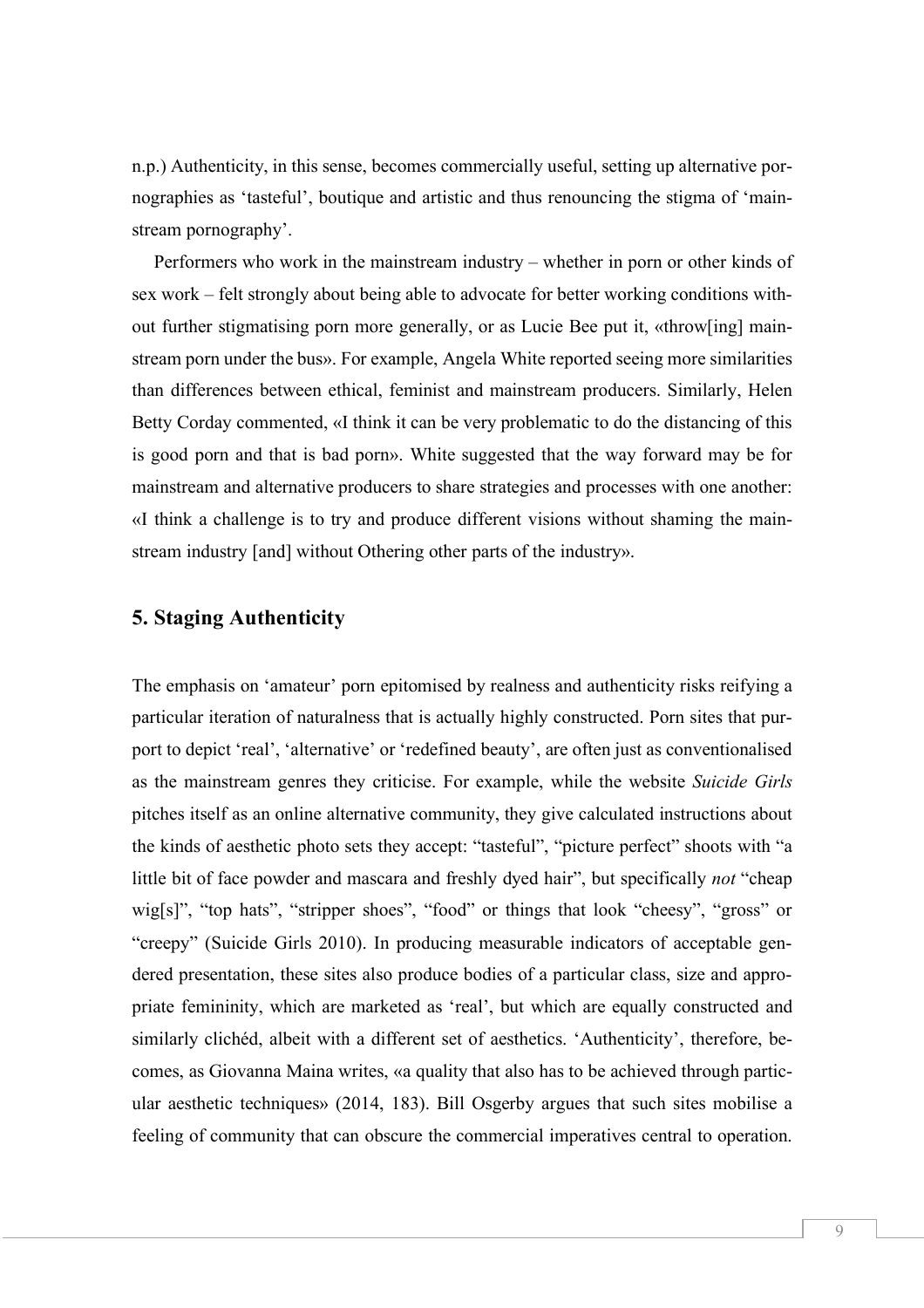n.p.) Authenticity, in this sense, becomes commercially useful, setting up alternative pornographies as 'tasteful', boutique and artistic and thus renouncing the stigma of 'mainstream pornography'.

Performers who work in the mainstream industry – whether in porn or other kinds of sex work – felt strongly about being able to advocate for better working conditions without further stigmatising porn more generally, or as Lucie Bee put it, «throw[ing] mainstream porn under the bus». For example, Angela White reported seeing more similarities than differences between ethical, feminist and mainstream producers. Similarly, Helen Betty Corday commented, «I think it can be very problematic to do the distancing of this is good porn and that is bad porn». White suggested that the way forward may be for mainstream and alternative producers to share strategies and processes with one another: «I think a challenge is to try and produce different visions without shaming the mainstream industry [and] without Othering other parts of the industry».

## 5. Staging Authenticity

The emphasis on 'amateur' porn epitomised by realness and authenticity risks reifying a particular iteration of naturalness that is actually highly constructed. Porn sites that purport to depict 'real', 'alternative' or 'redefined beauty', are often just as conventionalised as the mainstream genres they criticise. For example, while the website *Suicide Girls* pitches itself as an online alternative community, they give calculated instructions about the kinds of aesthetic photo sets they accept: "tasteful", "picture perfect" shoots with "a little bit of face powder and mascara and freshly dyed hair", but specifically *not* "cheap wig[s]", "top hats", "stripper shoes", "food" or things that look "cheesy", "gross" or "creepy" (Suicide Girls 2010). In producing measurable indicators of acceptable gendered presentation, these sites also produce bodies of a particular class, size and appropriate femininity, which are marketed as 'real', but which are equally constructed and similarly clichéd, albeit with a different set of aesthetics. 'Authenticity', therefore, becomes, as Giovanna Maina writes, «a quality that also has to be achieved through particular aesthetic techniques» (2014, 183). Bill Osgerby argues that such sites mobilise a feeling of community that can obscure the commercial imperatives central to operation.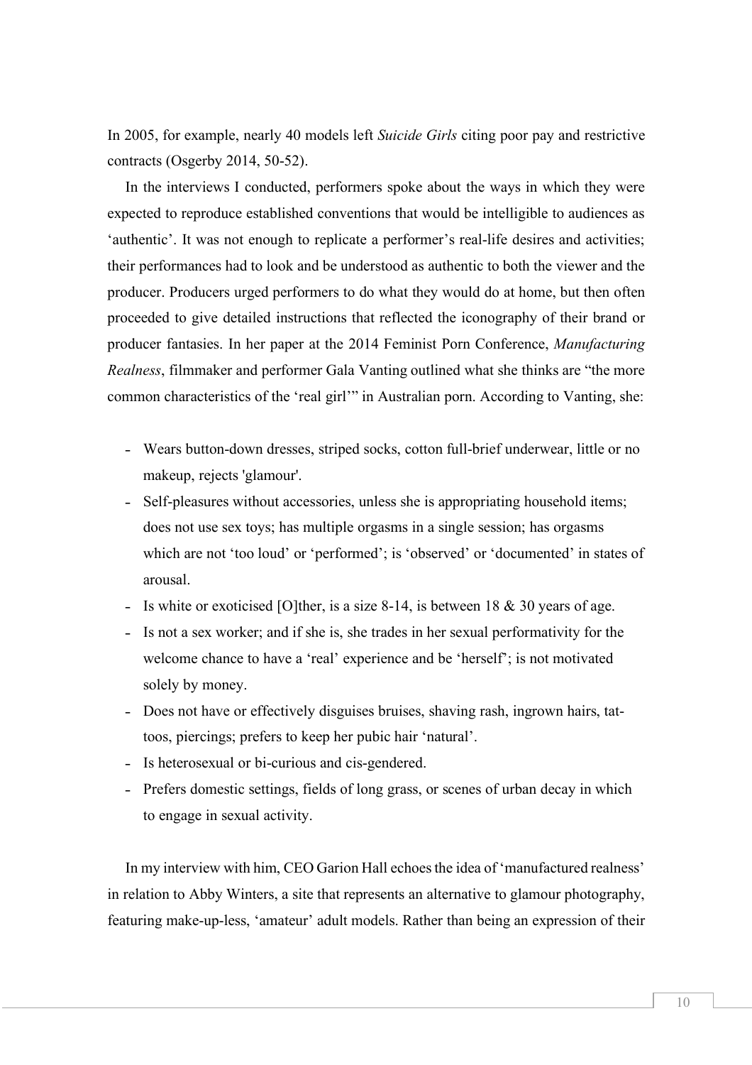In 2005, for example, nearly 40 models left *Suicide Girls* citing poor pay and restrictive contracts (Osgerby 2014, 50-52).

In the interviews I conducted, performers spoke about the ways in which they were expected to reproduce established conventions that would be intelligible to audiences as 'authentic'. It was not enough to replicate a performer's real-life desires and activities; their performances had to look and be understood as authentic to both the viewer and the producer. Producers urged performers to do what they would do at home, but then often proceeded to give detailed instructions that reflected the iconography of their brand or producer fantasies. In her paper at the 2014 Feminist Porn Conference, *Manufacturing Realness*, filmmaker and performer Gala Vanting outlined what she thinks are "the more common characteristics of the 'real girl'" in Australian porn. According to Vanting, she:

- Wears button-down dresses, striped socks, cotton full-brief underwear, little or no makeup, rejects 'glamour'.
- Self-pleasures without accessories, unless she is appropriating household items; does not use sex toys; has multiple orgasms in a single session; has orgasms which are not 'too loud' or 'performed'; is 'observed' or 'documented' in states of arousal.
- Is white or exoticised [O]ther, is a size 8-14, is between 18 & 30 years of age.
- Is not a sex worker; and if she is, she trades in her sexual performativity for the welcome chance to have a 'real' experience and be 'herself'; is not motivated solely by money.
- Does not have or effectively disguises bruises, shaving rash, ingrown hairs, tattoos, piercings; prefers to keep her pubic hair 'natural'.
- Is heterosexual or bi-curious and cis-gendered.
- Prefers domestic settings, fields of long grass, or scenes of urban decay in which to engage in sexual activity.

In my interview with him, CEO Garion Hall echoes the idea of 'manufactured realness' in relation to Abby Winters, a site that represents an alternative to glamour photography, featuring make-up-less, 'amateur' adult models. Rather than being an expression of their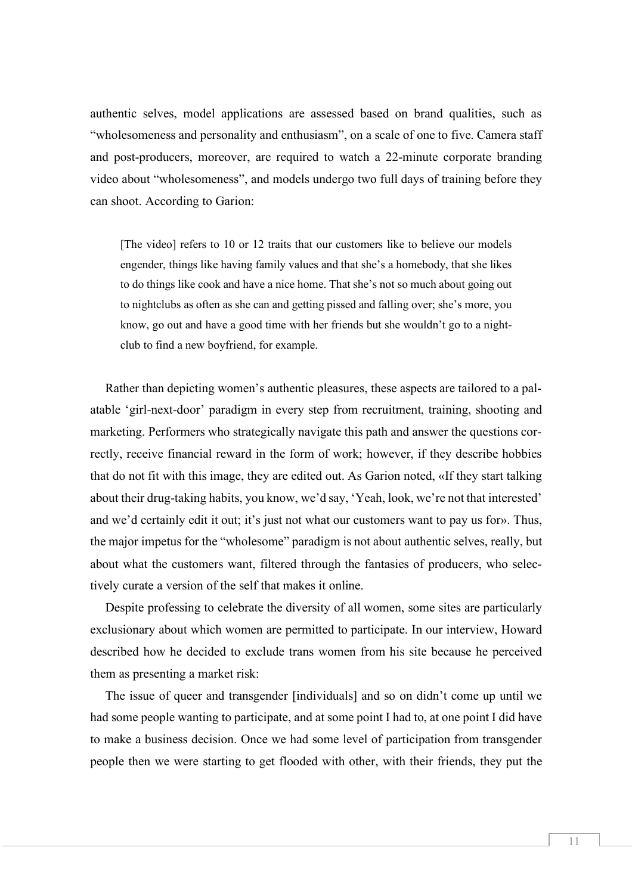authentic selves, model applications are assessed based on brand qualities, such as "wholesomeness and personality and enthusiasm", on a scale of one to five. Camera staff and post-producers, moreover, are required to watch a 22-minute corporate branding video about "wholesomeness", and models undergo two full days of training before they can shoot. According to Garion:

> [The video] refers to 10 or 12 traits that our customers like to believe our models engender, things like having family values and that she's a homebody, that she likes to do things like cook and have a nice home. That she's not so much about going out to nightclubs as often as she can and getting pissed and falling over; she's more, you know, go out and have a good time with her friends but she wouldn't go to a night-club to find a new boyfriend, for example.

Rather than depicting women's authentic pleasures, these aspects are tailored to a palatable 'girl-next-door' paradigm in every step from recruitment, training, shooting and marketing. Performers who strategically navigate this path and answer the questions correctly, receive financial reward in the form of work; however, if they describe hobbies that do not fit with this image, they are edited out. As Garion noted, «If they start talking about their drug-taking habits, you know, we'd say, 'Yeah, look, we're not that interested' and we'd certainly edit it out; it's just not what our customers want to pay us for». Thus, the major impetus for the "wholesome" paradigm is not about authentic selves, really, but about what the customers want, filtered through the fantasies of producers, who selectively curate a version of the self that makes it online.

Despite professing to celebrate the diversity of all women, some sites are particularly exclusionary about which women are permitted to participate. In our interview, Howard described how he decided to exclude trans women from his site because he perceived them as presenting a market risk:

The issue of queer and transgender [individuals] and so on didn't come up until we had some people wanting to participate, and at some point I had to, at one point I did have to make a business decision. Once we had some level of participation from transgender people then we were starting to get flooded with other, with their friends, they put the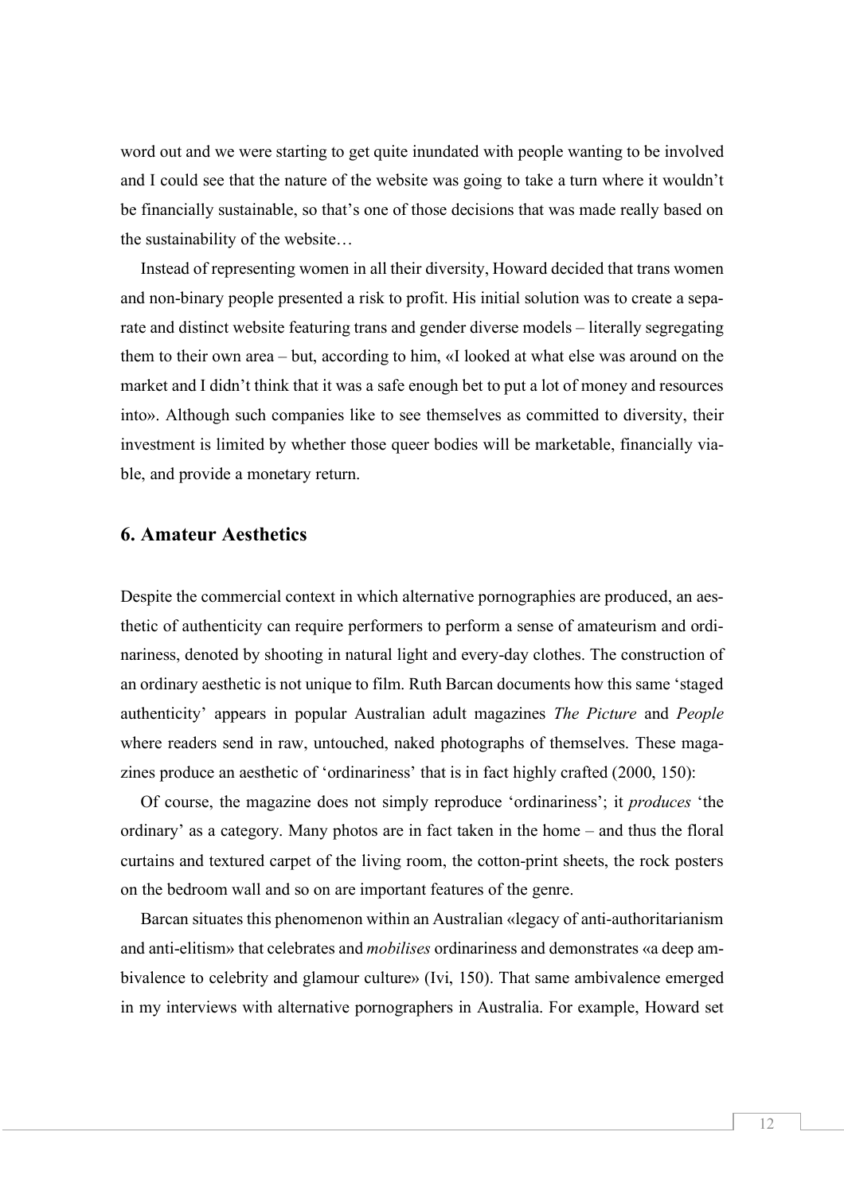word out and we were starting to get quite inundated with people wanting to be involved and I could see that the nature of the website was going to take a turn where it wouldn't be financially sustainable, so that's one of those decisions that was made really based on the sustainability of the website…

Instead of representing women in all their diversity, Howard decided that trans women and non-binary people presented a risk to profit. His initial solution was to create a separate and distinct website featuring trans and gender diverse models – literally segregating them to their own area – but, according to him, «I looked at what else was around on the market and I didn't think that it was a safe enough bet to put a lot of money and resources into». Although such companies like to see themselves as committed to diversity, their investment is limited by whether those queer bodies will be marketable, financially viable, and provide a monetary return.

## 6. Amateur Aesthetics

Despite the commercial context in which alternative pornographies are produced, an aesthetic of authenticity can require performers to perform a sense of amateurism and ordinariness, denoted by shooting in natural light and every-day clothes. The construction of an ordinary aesthetic is not unique to film. Ruth Barcan documents how this same 'staged authenticity' appears in popular Australian adult magazines *The Picture* and *People* where readers send in raw, untouched, naked photographs of themselves. These magazines produce an aesthetic of 'ordinariness' that is in fact highly crafted (2000, 150):

Of course, the magazine does not simply reproduce 'ordinariness'; it *produces* 'the ordinary' as a category. Many photos are in fact taken in the home – and thus the floral curtains and textured carpet of the living room, the cotton-print sheets, the rock posters on the bedroom wall and so on are important features of the genre.

Barcan situates this phenomenon within an Australian «legacy of anti-authoritarianism and anti-elitism» that celebrates and *mobilises* ordinariness and demonstrates «a deep ambivalence to celebrity and glamour culture» (Ivi, 150). That same ambivalence emerged in my interviews with alternative pornographers in Australia. For example, Howard set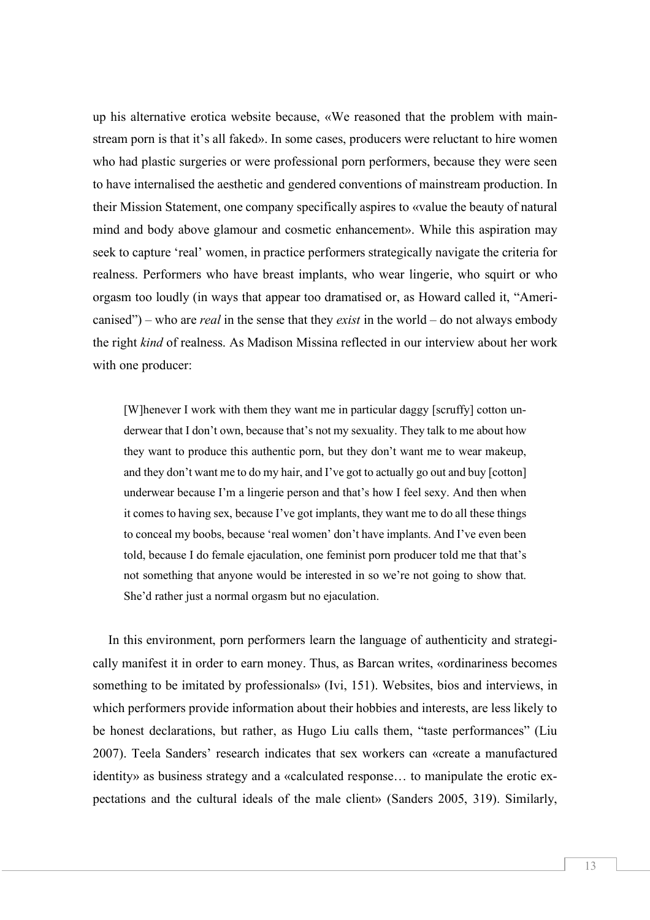up his alternative erotica website because, «We reasoned that the problem with mainstream porn is that it's all faked». In some cases, producers were reluctant to hire women who had plastic surgeries or were professional porn performers, because they were seen to have internalised the aesthetic and gendered conventions of mainstream production. In their Mission Statement, one company specifically aspires to «value the beauty of natural mind and body above glamour and cosmetic enhancement». While this aspiration may seek to capture 'real' women, in practice performers strategically navigate the criteria for realness. Performers who have breast implants, who wear lingerie, who squirt or who orgasm too loudly (in ways that appear too dramatised or, as Howard called it, "Americanised") – who are *real* in the sense that they *exist* in the world – do not always embody the right *kind* of realness. As Madison Missina reflected in our interview about her work with one producer:

> [W]henever I work with them they want me in particular daggy [scruffy] cotton underwear that I don't own, because that's not my sexuality. They talk to me about how they want to produce this authentic porn, but they don't want me to wear makeup, and they don't want me to do my hair, and I've got to actually go out and buy [cotton] underwear because I'm a lingerie person and that's how I feel sexy. And then when it comes to having sex, because I've got implants, they want me to do all these things to conceal my boobs, because 'real women' don't have implants. And I've even been told, because I do female ejaculation, one feminist porn producer told me that that's not something that anyone would be interested in so we're not going to show that. She'd rather just a normal orgasm but no ejaculation.

In this environment, porn performers learn the language of authenticity and strategically manifest it in order to earn money. Thus, as Barcan writes, «ordinariness becomes something to be imitated by professionals» (Ivi, 151). Websites, bios and interviews, in which performers provide information about their hobbies and interests, are less likely to be honest declarations, but rather, as Hugo Liu calls them, "taste performances" (Liu 2007). Teela Sanders' research indicates that sex workers can «create a manufactured identity» as business strategy and a «calculated response… to manipulate the erotic expectations and the cultural ideals of the male client» (Sanders 2005, 319). Similarly,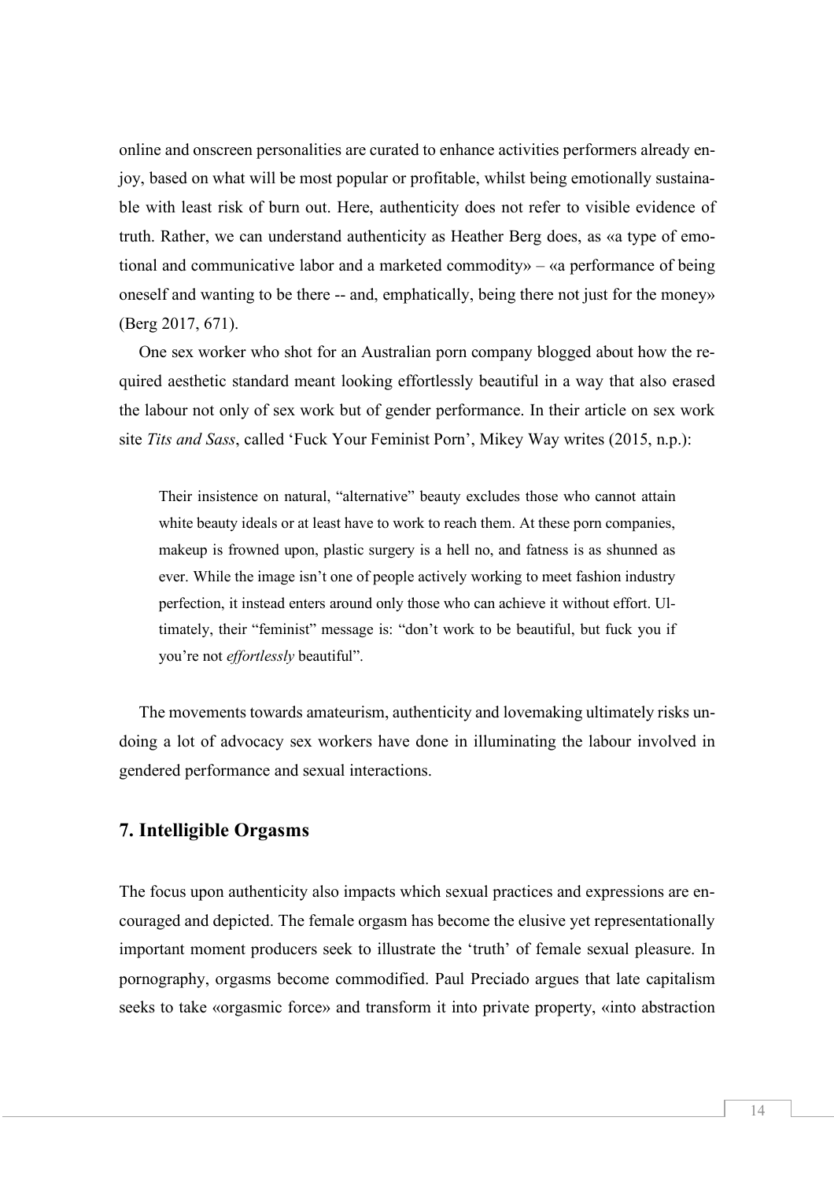online and onscreen personalities are curated to enhance activities performers already enjoy, based on what will be most popular or profitable, whilst being emotionally sustainable with least risk of burn out. Here, authenticity does not refer to visible evidence of truth. Rather, we can understand authenticity as Heather Berg does, as «a type of emotional and communicative labor and a marketed commodity» – «a performance of being oneself and wanting to be there -- and, emphatically, being there not just for the money» (Berg 2017, 671).

One sex worker who shot for an Australian porn company blogged about how the required aesthetic standard meant looking effortlessly beautiful in a way that also erased the labour not only of sex work but of gender performance. In their article on sex work site *Tits and Sass*, called 'Fuck Your Feminist Porn', Mikey Way writes (2015, n.p.):

> Their insistence on natural, "alternative" beauty excludes those who cannot attain white beauty ideals or at least have to work to reach them. At these porn companies, makeup is frowned upon, plastic surgery is a hell no, and fatness is as shunned as ever. While the image isn't one of people actively working to meet fashion industry perfection, it instead enters around only those who can achieve it without effort. Ultimately, their "feminist" message is: "don't work to be beautiful, but fuck you if you're not *effortlessly* beautiful".

The movements towards amateurism, authenticity and lovemaking ultimately risks undoing a lot of advocacy sex workers have done in illuminating the labour involved in gendered performance and sexual interactions.

## 7. Intelligible Orgasms

The focus upon authenticity also impacts which sexual practices and expressions are encouraged and depicted. The female orgasm has become the elusive yet representationally important moment producers seek to illustrate the 'truth' of female sexual pleasure. In pornography, orgasms become commodified. Paul Preciado argues that late capitalism seeks to take «orgasmic force» and transform it into private property, «into abstraction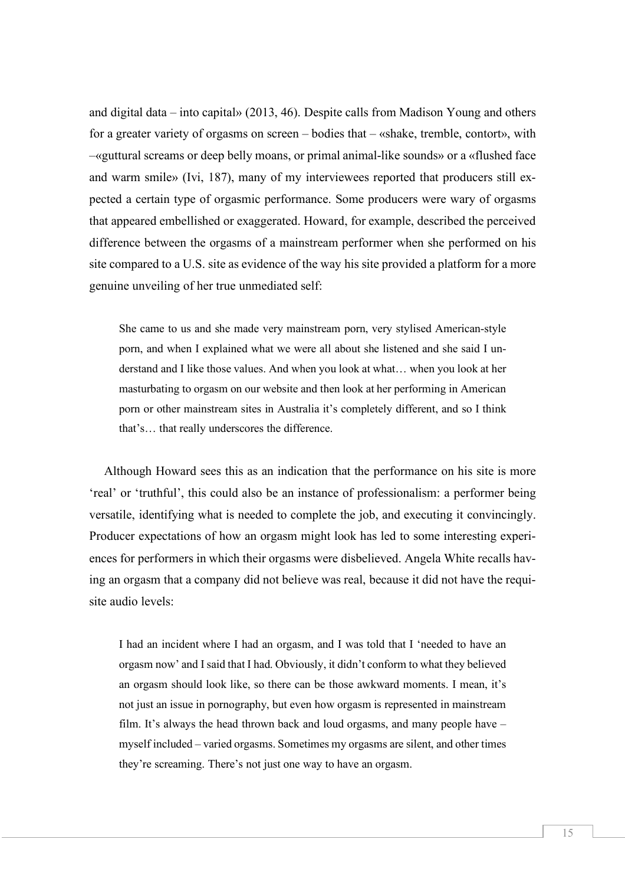and digital data – into capital» (2013, 46). Despite calls from Madison Young and others for a greater variety of orgasms on screen – bodies that – «shake, tremble, contort», with –«guttural screams or deep belly moans, or primal animal-like sounds» or a «flushed face and warm smile» (Ivi, 187), many of my interviewees reported that producers still expected a certain type of orgasmic performance. Some producers were wary of orgasms that appeared embellished or exaggerated. Howard, for example, described the perceived difference between the orgasms of a mainstream performer when she performed on his site compared to a U.S. site as evidence of the way his site provided a platform for a more genuine unveiling of her true unmediated self:

> She came to us and she made very mainstream porn, very stylised American-style porn, and when I explained what we were all about she listened and she said I understand and I like those values. And when you look at what… when you look at her masturbating to orgasm on our website and then look at her performing in American porn or other mainstream sites in Australia it's completely different, and so I think that's… that really underscores the difference.

Although Howard sees this as an indication that the performance on his site is more 'real' or 'truthful', this could also be an instance of professionalism: a performer being versatile, identifying what is needed to complete the job, and executing it convincingly. Producer expectations of how an orgasm might look has led to some interesting experiences for performers in which their orgasms were disbelieved. Angela White recalls having an orgasm that a company did not believe was real, because it did not have the requisite audio levels:

> I had an incident where I had an orgasm, and I was told that I 'needed to have an orgasm now' and I said that I had. Obviously, it didn't conform to what they believed an orgasm should look like, so there can be those awkward moments. I mean, it's not just an issue in pornography, but even how orgasm is represented in mainstream film. It's always the head thrown back and loud orgasms, and many people have – myself included – varied orgasms. Sometimes my orgasms are silent, and other times they're screaming. There's not just one way to have an orgasm.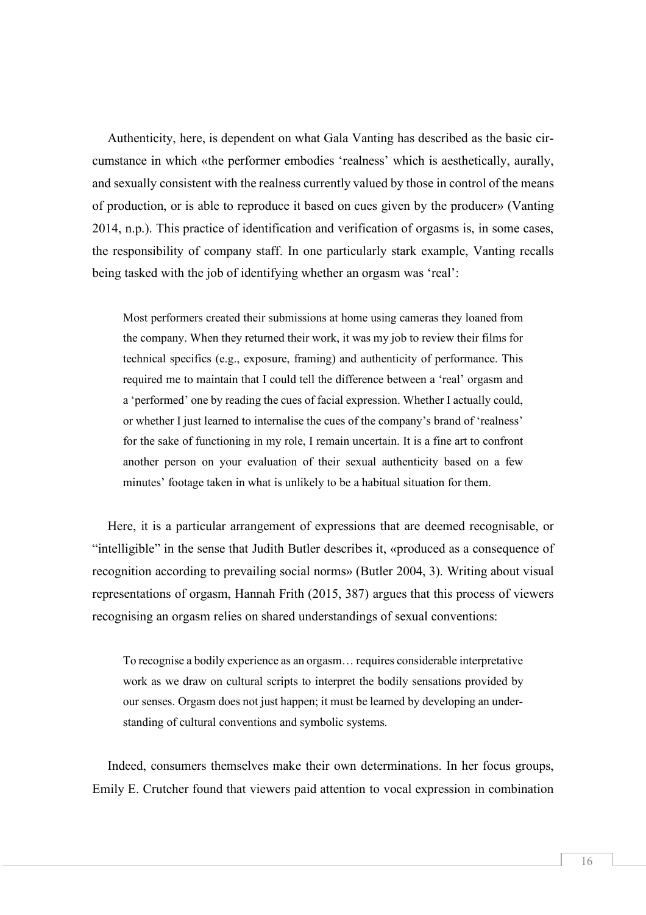Authenticity, here, is dependent on what Gala Vanting has described as the basic circumstance in which «the performer embodies 'realness' which is aesthetically, aurally, and sexually consistent with the realness currently valued by those in control of the means of production, or is able to reproduce it based on cues given by the producer» (Vanting 2014, n.p.). This practice of identification and verification of orgasms is, in some cases, the responsibility of company staff. In one particularly stark example, Vanting recalls being tasked with the job of identifying whether an orgasm was 'real':

> Most performers created their submissions at home using cameras they loaned from the company. When they returned their work, it was my job to review their films for technical specifics (e.g., exposure, framing) and authenticity of performance. This required me to maintain that I could tell the difference between a 'real' orgasm and a 'performed' one by reading the cues of facial expression. Whether I actually could, or whether I just learned to internalise the cues of the company's brand of 'realness' for the sake of functioning in my role, I remain uncertain. It is a fine art to confront another person on your evaluation of their sexual authenticity based on a few minutes' footage taken in what is unlikely to be a habitual situation for them.

Here, it is a particular arrangement of expressions that are deemed recognisable, or "intelligible" in the sense that Judith Butler describes it, «produced as a consequence of recognition according to prevailing social norms» (Butler 2004, 3). Writing about visual representations of orgasm, Hannah Frith (2015, 387) argues that this process of viewers recognising an orgasm relies on shared understandings of sexual conventions:

> To recognise a bodily experience as an orgasm… requires considerable interpretative work as we draw on cultural scripts to interpret the bodily sensations provided by our senses. Orgasm does not just happen; it must be learned by developing an understanding of cultural conventions and symbolic systems.

Indeed, consumers themselves make their own determinations. In her focus groups, Emily E. Crutcher found that viewers paid attention to vocal expression in combination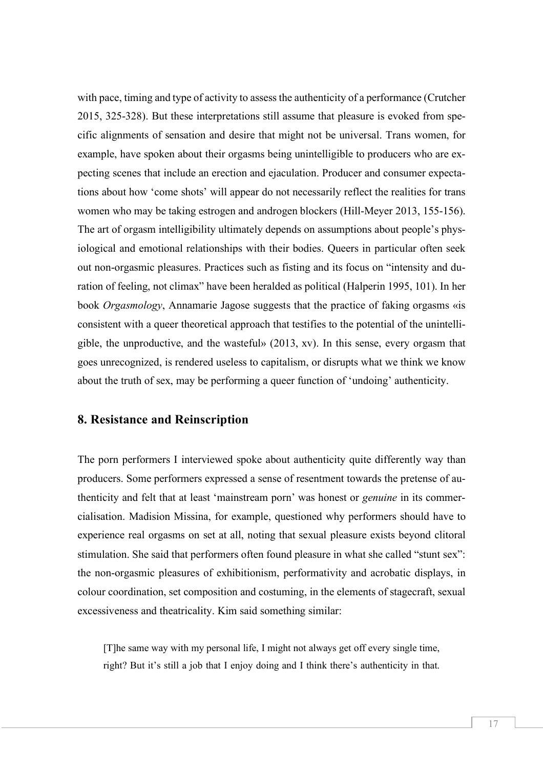with pace, timing and type of activity to assess the authenticity of a performance (Crutcher 2015, 325-328). But these interpretations still assume that pleasure is evoked from specific alignments of sensation and desire that might not be universal. Trans women, for example, have spoken about their orgasms being unintelligible to producers who are expecting scenes that include an erection and ejaculation. Producer and consumer expectations about how 'come shots' will appear do not necessarily reflect the realities for trans women who may be taking estrogen and androgen blockers (Hill-Meyer 2013, 155-156). The art of orgasm intelligibility ultimately depends on assumptions about people's physiological and emotional relationships with their bodies. Queers in particular often seek out non-orgasmic pleasures. Practices such as fisting and its focus on "intensity and duration of feeling, not climax" have been heralded as political (Halperin 1995, 101). In her book *Orgasmology*, Annamarie Jagose suggests that the practice of faking orgasms «is consistent with a queer theoretical approach that testifies to the potential of the unintelligible, the unproductive, and the wasteful» (2013, xv). In this sense, every orgasm that goes unrecognized, is rendered useless to capitalism, or disrupts what we think we know about the truth of sex, may be performing a queer function of 'undoing' authenticity.

## 8. Resistance and Reinscription

The porn performers I interviewed spoke about authenticity quite differently way than producers. Some performers expressed a sense of resentment towards the pretense of authenticity and felt that at least 'mainstream porn' was honest or *genuine* in its commercialisation. Madision Missina, for example, questioned why performers should have to experience real orgasms on set at all, noting that sexual pleasure exists beyond clitoral stimulation. She said that performers often found pleasure in what she called "stunt sex": the non-orgasmic pleasures of exhibitionism, performativity and acrobatic displays, in colour coordination, set composition and costuming, in the elements of stagecraft, sexual excessiveness and theatricality. Kim said something similar:

> [T]he same way with my personal life, I might not always get off every single time, right? But it's still a job that I enjoy doing and I think there's authenticity in that.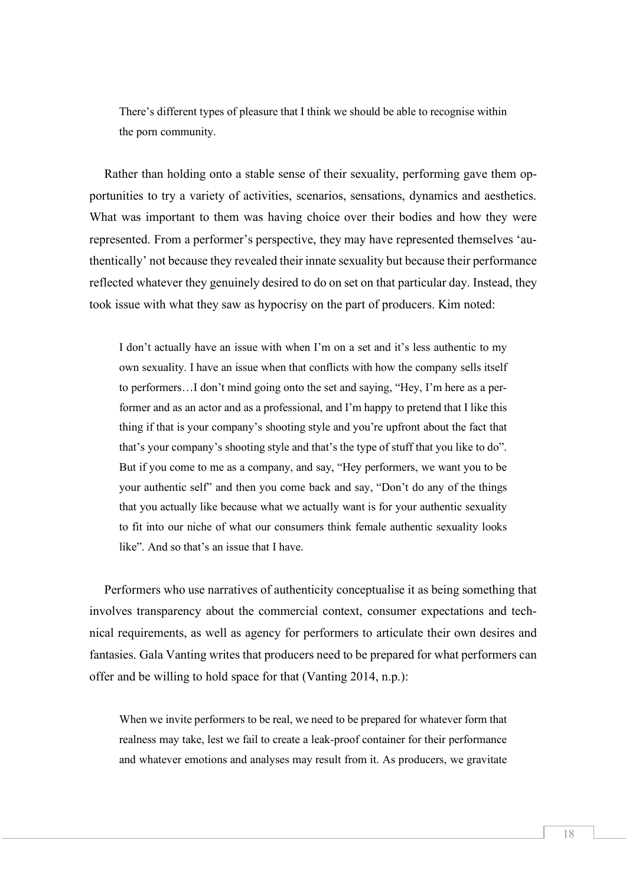> There's different types of pleasure that I think we should be able to recognise within the porn community.

Rather than holding onto a stable sense of their sexuality, performing gave them opportunities to try a variety of activities, scenarios, sensations, dynamics and aesthetics. What was important to them was having choice over their bodies and how they were represented. From a performer's perspective, they may have represented themselves 'authentically' not because they revealed their innate sexuality but because their performance reflected whatever they genuinely desired to do on set on that particular day. Instead, they took issue with what they saw as hypocrisy on the part of producers. Kim noted:

> I don't actually have an issue with when I'm on a set and it's less authentic to my own sexuality. I have an issue when that conflicts with how the company sells itself to performers…I don't mind going onto the set and saying, "Hey, I'm here as a performer and as an actor and as a professional, and I'm happy to pretend that I like this thing if that is your company's shooting style and you're upfront about the fact that that's your company's shooting style and that's the type of stuff that you like to do". But if you come to me as a company, and say, "Hey performers, we want you to be your authentic self" and then you come back and say, "Don't do any of the things that you actually like because what we actually want is for your authentic sexuality to fit into our niche of what our consumers think female authentic sexuality looks like". And so that's an issue that I have.

Performers who use narratives of authenticity conceptualise it as being something that involves transparency about the commercial context, consumer expectations and technical requirements, as well as agency for performers to articulate their own desires and fantasies. Gala Vanting writes that producers need to be prepared for what performers can offer and be willing to hold space for that (Vanting 2014, n.p.):

> When we invite performers to be real, we need to be prepared for whatever form that realness may take, lest we fail to create a leak-proof container for their performance and whatever emotions and analyses may result from it. As producers, we gravitate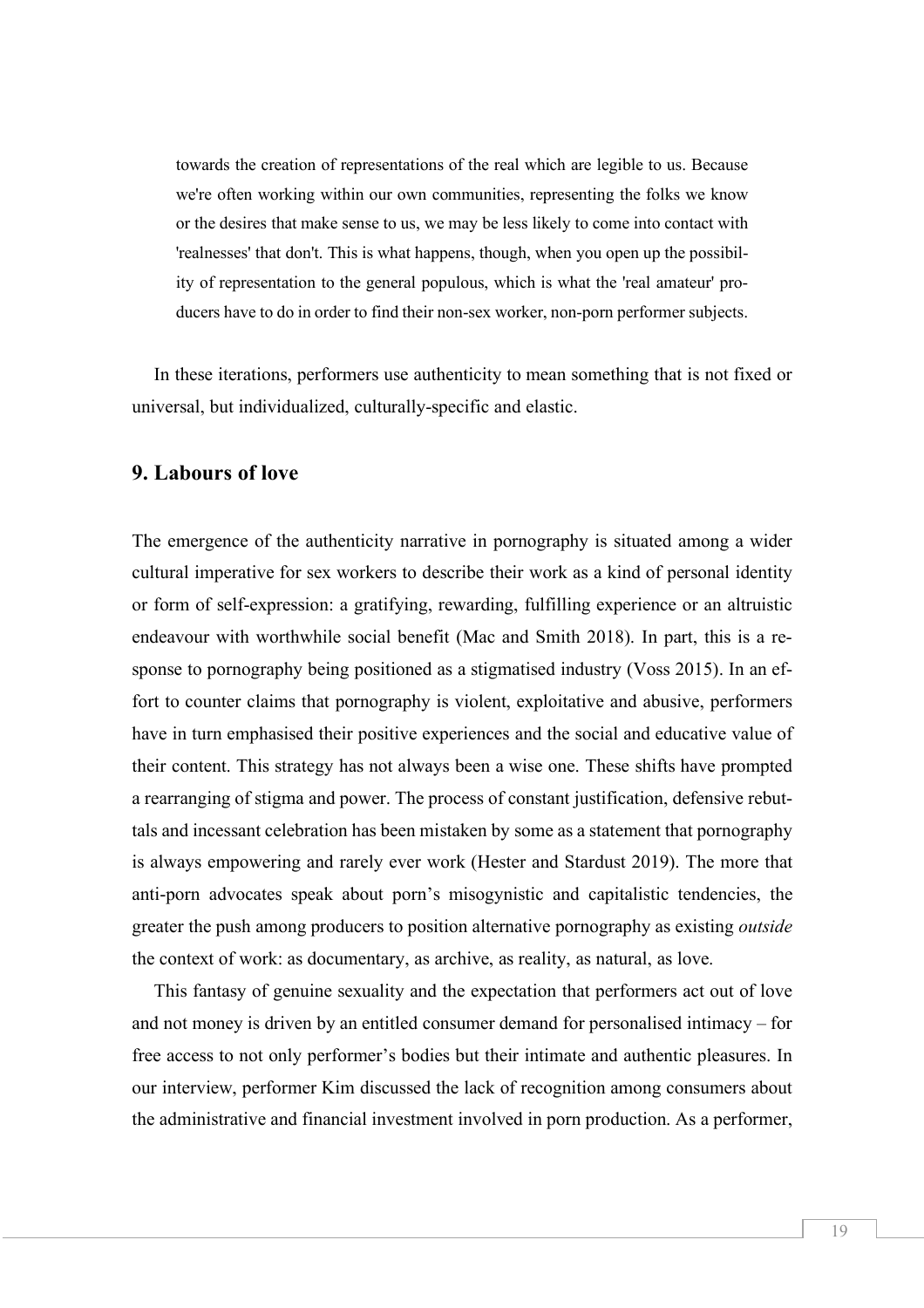> towards the creation of representations of the real which are legible to us. Because we're often working within our own communities, representing the folks we know or the desires that make sense to us, we may be less likely to come into contact with 'realnesses' that don't. This is what happens, though, when you open up the possibility of representation to the general populous, which is what the 'real amateur' producers have to do in order to find their non-sex worker, non-porn performer subjects.

In these iterations, performers use authenticity to mean something that is not fixed or universal, but individualized, culturally-specific and elastic.

## 9. Labours of love

The emergence of the authenticity narrative in pornography is situated among a wider cultural imperative for sex workers to describe their work as a kind of personal identity or form of self-expression: a gratifying, rewarding, fulfilling experience or an altruistic endeavour with worthwhile social benefit (Mac and Smith 2018). In part, this is a response to pornography being positioned as a stigmatised industry (Voss 2015). In an effort to counter claims that pornography is violent, exploitative and abusive, performers have in turn emphasised their positive experiences and the social and educative value of their content. This strategy has not always been a wise one. These shifts have prompted a rearranging of stigma and power. The process of constant justification, defensive rebuttals and incessant celebration has been mistaken by some as a statement that pornography is always empowering and rarely ever work (Hester and Stardust 2019). The more that anti-porn advocates speak about porn's misogynistic and capitalistic tendencies, the greater the push among producers to position alternative pornography as existing *outside* the context of work: as documentary, as archive, as reality, as natural, as love.

This fantasy of genuine sexuality and the expectation that performers act out of love and not money is driven by an entitled consumer demand for personalised intimacy – for free access to not only performer's bodies but their intimate and authentic pleasures. In our interview, performer Kim discussed the lack of recognition among consumers about the administrative and financial investment involved in porn production. As a performer,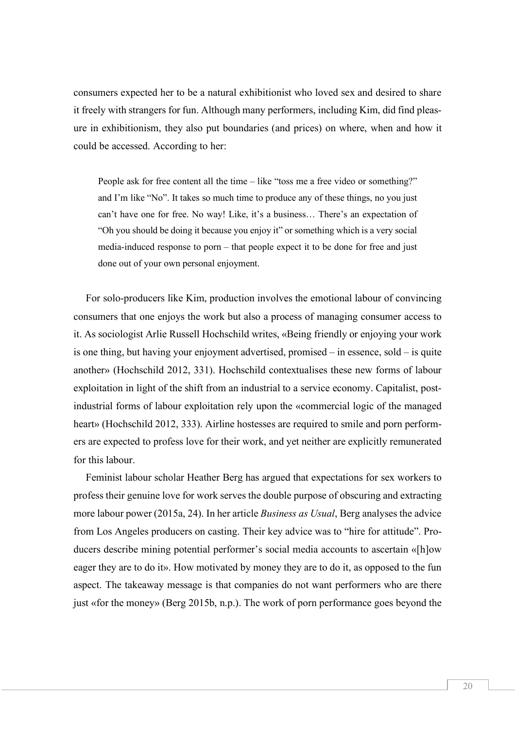consumers expected her to be a natural exhibitionist who loved sex and desired to share it freely with strangers for fun. Although many performers, including Kim, did find pleasure in exhibitionism, they also put boundaries (and prices) on where, when and how it could be accessed. According to her:

> People ask for free content all the time – like "toss me a free video or something?" and I'm like "No". It takes so much time to produce any of these things, no you just can't have one for free. No way! Like, it's a business… There's an expectation of "Oh you should be doing it because you enjoy it" or something which is a very social media-induced response to porn – that people expect it to be done for free and just done out of your own personal enjoyment.

For solo-producers like Kim, production involves the emotional labour of convincing consumers that one enjoys the work but also a process of managing consumer access to it. As sociologist Arlie Russell Hochschild writes, «Being friendly or enjoying your work is one thing, but having your enjoyment advertised, promised – in essence, sold – is quite another» (Hochschild 2012, 331). Hochschild contextualises these new forms of labour exploitation in light of the shift from an industrial to a service economy. Capitalist, post-industrial forms of labour exploitation rely upon the «commercial logic of the managed heart» (Hochschild 2012, 333). Airline hostesses are required to smile and porn performers are expected to profess love for their work, and yet neither are explicitly remunerated for this labour.

Feminist labour scholar Heather Berg has argued that expectations for sex workers to profess their genuine love for work serves the double purpose of obscuring and extracting more labour power (2015a, 24). In her article *Business as Usual*, Berg analyses the advice from Los Angeles producers on casting. Their key advice was to "hire for attitude". Producers describe mining potential performer's social media accounts to ascertain «[h]ow eager they are to do it». How motivated by money they are to do it, as opposed to the fun aspect. The takeaway message is that companies do not want performers who are there just «for the money» (Berg 2015b, n.p.). The work of porn performance goes beyond the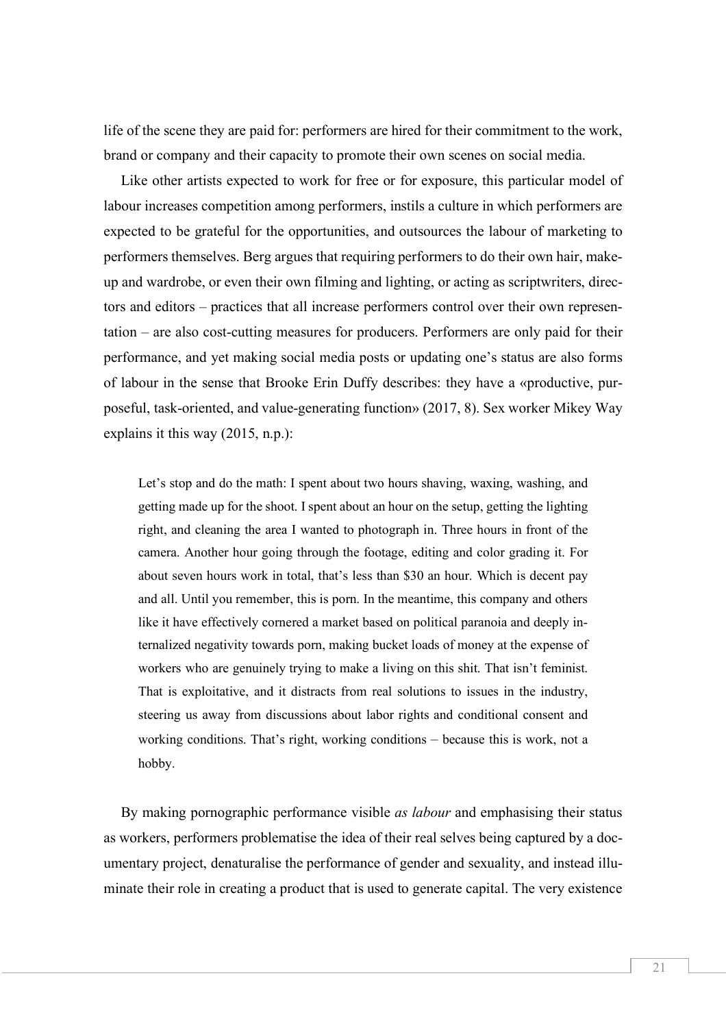life of the scene they are paid for: performers are hired for their commitment to the work, brand or company and their capacity to promote their own scenes on social media.

Like other artists expected to work for free or for exposure, this particular model of labour increases competition among performers, instils a culture in which performers are expected to be grateful for the opportunities, and outsources the labour of marketing to performers themselves. Berg argues that requiring performers to do their own hair, make-up and wardrobe, or even their own filming and lighting, or acting as scriptwriters, directors and editors – practices that all increase performers control over their own representation – are also cost-cutting measures for producers. Performers are only paid for their performance, and yet making social media posts or updating one's status are also forms of labour in the sense that Brooke Erin Duffy describes: they have a «productive, purposeful, task-oriented, and value-generating function» (2017, 8). Sex worker Mikey Way explains it this way (2015, n.p.):

> Let's stop and do the math: I spent about two hours shaving, waxing, washing, and getting made up for the shoot. I spent about an hour on the setup, getting the lighting right, and cleaning the area I wanted to photograph in. Three hours in front of the camera. Another hour going through the footage, editing and color grading it. For about seven hours work in total, that's less than $30 an hour. Which is decent pay and all. Until you remember, this is porn. In the meantime, this company and others like it have effectively cornered a market based on political paranoia and deeply internalized negativity towards porn, making bucket loads of money at the expense of workers who are genuinely trying to make a living on this shit. That isn't feminist. That is exploitative, and it distracts from real solutions to issues in the industry, steering us away from discussions about labor rights and conditional consent and working conditions. That's right, working conditions – because this is work, not a hobby.

By making pornographic performance visible *as labour* and emphasising their status as workers, performers problematise the idea of their real selves being captured by a documentary project, denaturalise the performance of gender and sexuality, and instead illuminate their role in creating a product that is used to generate capital. The very existence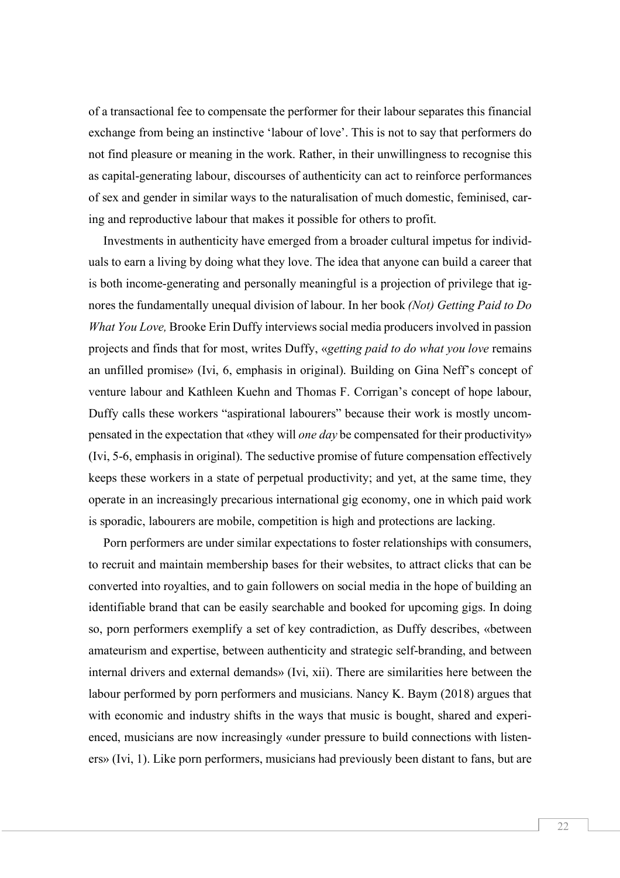of a transactional fee to compensate the performer for their labour separates this financial exchange from being an instinctive 'labour of love'. This is not to say that performers do not find pleasure or meaning in the work. Rather, in their unwillingness to recognise this as capital-generating labour, discourses of authenticity can act to reinforce performances of sex and gender in similar ways to the naturalisation of much domestic, feminised, caring and reproductive labour that makes it possible for others to profit.

Investments in authenticity have emerged from a broader cultural impetus for individuals to earn a living by doing what they love. The idea that anyone can build a career that is both income-generating and personally meaningful is a projection of privilege that ignores the fundamentally unequal division of labour. In her book *(Not) Getting Paid to Do What You Love,* Brooke Erin Duffy interviews social media producers involved in passion projects and finds that for most, writes Duffy, «*getting paid to do what you love* remains an unfilled promise» (Ivi, 6, emphasis in original). Building on Gina Neff's concept of venture labour and Kathleen Kuehn and Thomas F. Corrigan's concept of hope labour, Duffy calls these workers "aspirational labourers" because their work is mostly uncompensated in the expectation that «they will *one day* be compensated for their productivity» (Ivi, 5-6, emphasis in original). The seductive promise of future compensation effectively keeps these workers in a state of perpetual productivity; and yet, at the same time, they operate in an increasingly precarious international gig economy, one in which paid work is sporadic, labourers are mobile, competition is high and protections are lacking.

Porn performers are under similar expectations to foster relationships with consumers, to recruit and maintain membership bases for their websites, to attract clicks that can be converted into royalties, and to gain followers on social media in the hope of building an identifiable brand that can be easily searchable and booked for upcoming gigs. In doing so, porn performers exemplify a set of key contradiction, as Duffy describes, «between amateurism and expertise, between authenticity and strategic self-branding, and between internal drivers and external demands» (Ivi, xii). There are similarities here between the labour performed by porn performers and musicians. Nancy K. Baym (2018) argues that with economic and industry shifts in the ways that music is bought, shared and experienced, musicians are now increasingly «under pressure to build connections with listeners» (Ivi, 1). Like porn performers, musicians had previously been distant to fans, but are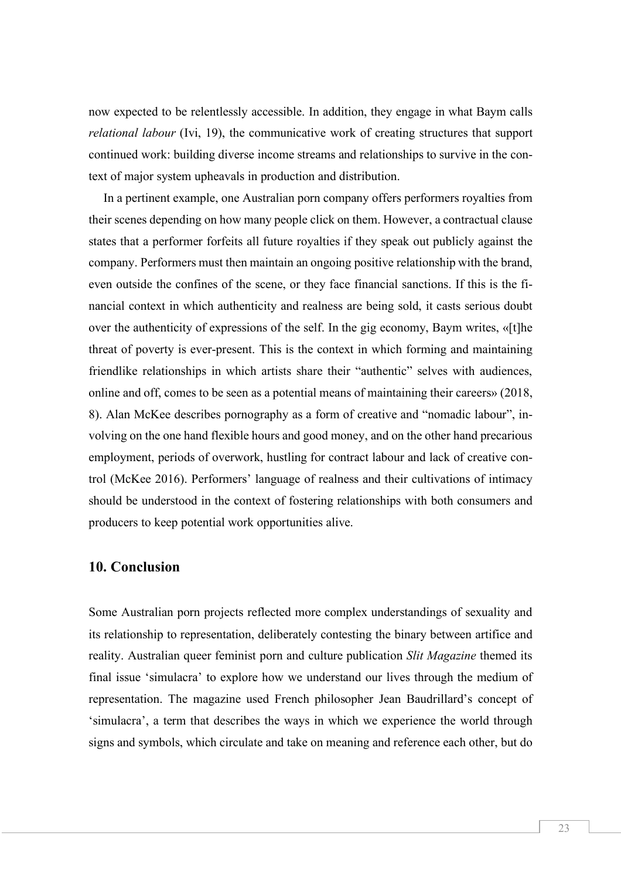now expected to be relentlessly accessible. In addition, they engage in what Baym calls *relational labour* (Ivi, 19), the communicative work of creating structures that support continued work: building diverse income streams and relationships to survive in the context of major system upheavals in production and distribution.

In a pertinent example, one Australian porn company offers performers royalties from their scenes depending on how many people click on them. However, a contractual clause states that a performer forfeits all future royalties if they speak out publicly against the company. Performers must then maintain an ongoing positive relationship with the brand, even outside the confines of the scene, or they face financial sanctions. If this is the financial context in which authenticity and realness are being sold, it casts serious doubt over the authenticity of expressions of the self. In the gig economy, Baym writes, «[t]he threat of poverty is ever-present. This is the context in which forming and maintaining friendlike relationships in which artists share their "authentic" selves with audiences, online and off, comes to be seen as a potential means of maintaining their careers» (2018, 8). Alan McKee describes pornography as a form of creative and "nomadic labour", involving on the one hand flexible hours and good money, and on the other hand precarious employment, periods of overwork, hustling for contract labour and lack of creative control (McKee 2016). Performers' language of realness and their cultivations of intimacy should be understood in the context of fostering relationships with both consumers and producers to keep potential work opportunities alive.

## 10. Conclusion

Some Australian porn projects reflected more complex understandings of sexuality and its relationship to representation, deliberately contesting the binary between artifice and reality. Australian queer feminist porn and culture publication *Slit Magazine* themed its final issue 'simulacra' to explore how we understand our lives through the medium of representation. The magazine used French philosopher Jean Baudrillard's concept of 'simulacra', a term that describes the ways in which we experience the world through signs and symbols, which circulate and take on meaning and reference each other, but do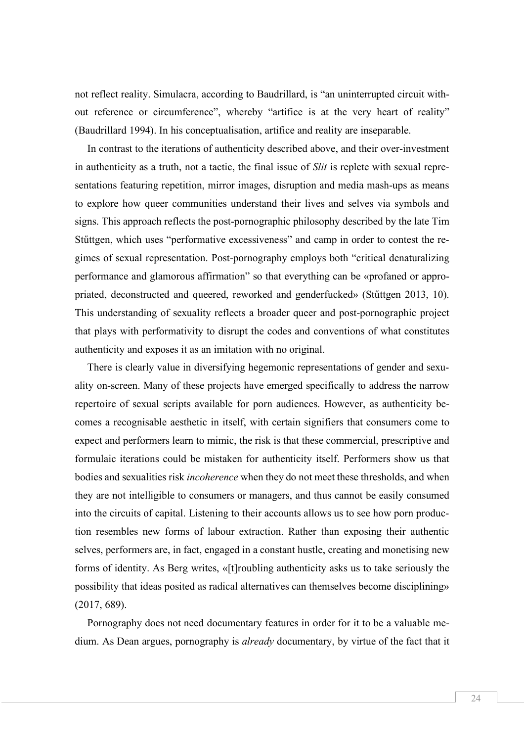not reflect reality. Simulacra, according to Baudrillard, is "an uninterrupted circuit without reference or circumference", whereby "artifice is at the very heart of reality" (Baudrillard 1994). In his conceptualisation, artifice and reality are inseparable.

In contrast to the iterations of authenticity described above, and their over-investment in authenticity as a truth, not a tactic, the final issue of *Slit* is replete with sexual representations featuring repetition, mirror images, disruption and media mash-ups as means to explore how queer communities understand their lives and selves via symbols and signs. This approach reflects the post-pornographic philosophy described by the late Tim Stűttgen, which uses "performative excessiveness" and camp in order to contest the regimes of sexual representation. Post-pornography employs both "critical denaturalizing performance and glamorous affirmation" so that everything can be «profaned or appropriated, deconstructed and queered, reworked and genderfucked» (Stűttgen 2013, 10). This understanding of sexuality reflects a broader queer and post-pornographic project that plays with performativity to disrupt the codes and conventions of what constitutes authenticity and exposes it as an imitation with no original.

There is clearly value in diversifying hegemonic representations of gender and sexuality on-screen. Many of these projects have emerged specifically to address the narrow repertoire of sexual scripts available for porn audiences. However, as authenticity becomes a recognisable aesthetic in itself, with certain signifiers that consumers come to expect and performers learn to mimic, the risk is that these commercial, prescriptive and formulaic iterations could be mistaken for authenticity itself. Performers show us that bodies and sexualities risk *incoherence* when they do not meet these thresholds, and when they are not intelligible to consumers or managers, and thus cannot be easily consumed into the circuits of capital. Listening to their accounts allows us to see how porn production resembles new forms of labour extraction. Rather than exposing their authentic selves, performers are, in fact, engaged in a constant hustle, creating and monetising new forms of identity. As Berg writes, «[t]roubling authenticity asks us to take seriously the possibility that ideas posited as radical alternatives can themselves become disciplining» (2017, 689).

Pornography does not need documentary features in order for it to be a valuable medium. As Dean argues, pornography is *already* documentary, by virtue of the fact that it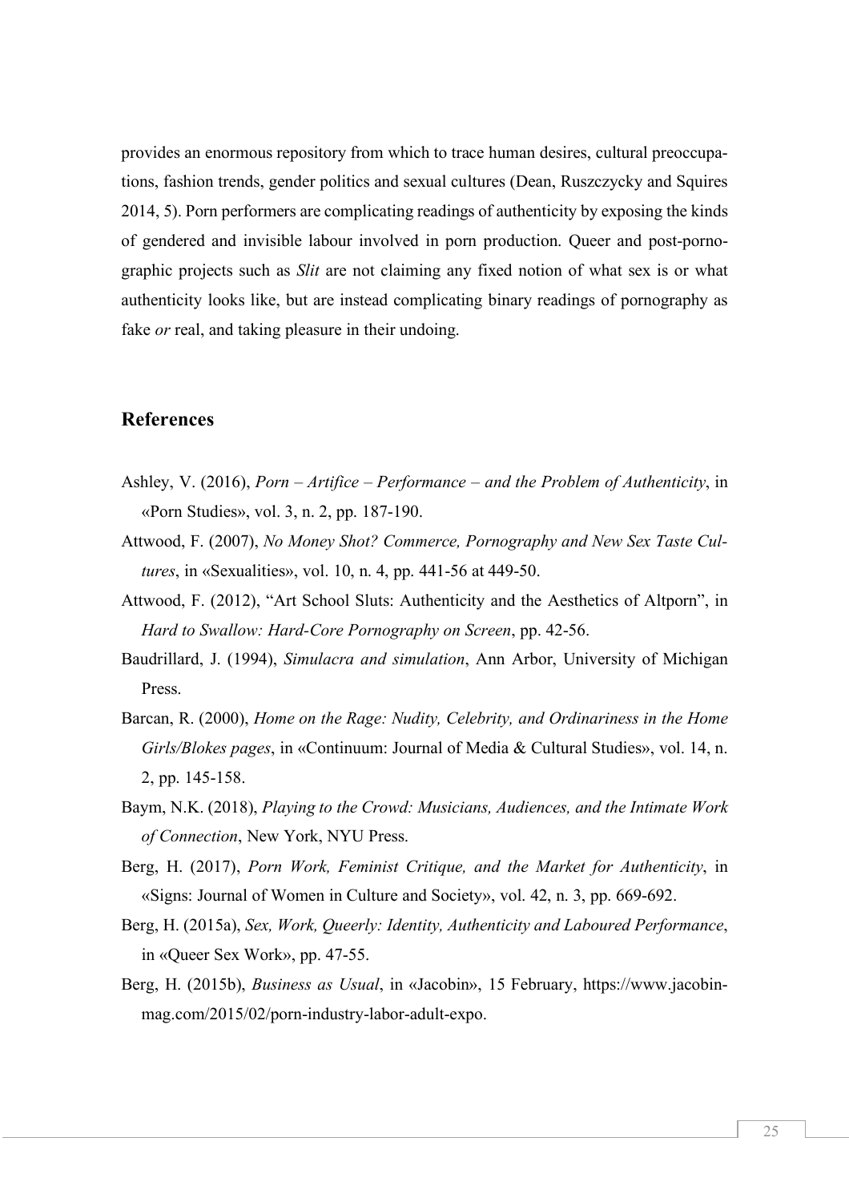provides an enormous repository from which to trace human desires, cultural preoccupations, fashion trends, gender politics and sexual cultures (Dean, Ruszczycky and Squires 2014, 5). Porn performers are complicating readings of authenticity by exposing the kinds of gendered and invisible labour involved in porn production. Queer and post-pornographic projects such as *Slit* are not claiming any fixed notion of what sex is or what authenticity looks like, but are instead complicating binary readings of pornography as fake *or* real, and taking pleasure in their undoing.

## References

Ashley, V. (2016), *Porn – Artifice – Performance – and the Problem of Authenticity*, in «Porn Studies», vol. 3, n. 2, pp. 187-190.

Attwood, F. (2007), *No Money Shot? Commerce, Pornography and New Sex Taste Cultures*, in «Sexualities», vol. 10, n. 4, pp. 441-56 at 449-50.

Attwood, F. (2012), "Art School Sluts: Authenticity and the Aesthetics of Altporn", in *Hard to Swallow: Hard-Core Pornography on Screen*, pp. 42-56.

Baudrillard, J. (1994), *Simulacra and simulation*, Ann Arbor, University of Michigan Press.

Barcan, R. (2000), *Home on the Rage: Nudity, Celebrity, and Ordinariness in the Home Girls/Blokes pages*, in «Continuum: Journal of Media & Cultural Studies», vol. 14, n. 2, pp. 145-158.

Baym, N.K. (2018), *Playing to the Crowd: Musicians, Audiences, and the Intimate Work of Connection*, New York, NYU Press.

Berg, H. (2017), *Porn Work, Feminist Critique, and the Market for Authenticity*, in «Signs: Journal of Women in Culture and Society», vol. 42, n. 3, pp. 669-692.

Berg, H. (2015a), *Sex, Work, Queerly: Identity, Authenticity and Laboured Performance*, in «Queer Sex Work», pp. 47-55.

Berg, H. (2015b), *Business as Usual*, in «Jacobin», 15 February, https://www.jacobinmag.com/2015/02/porn-industry-labor-adult-expo.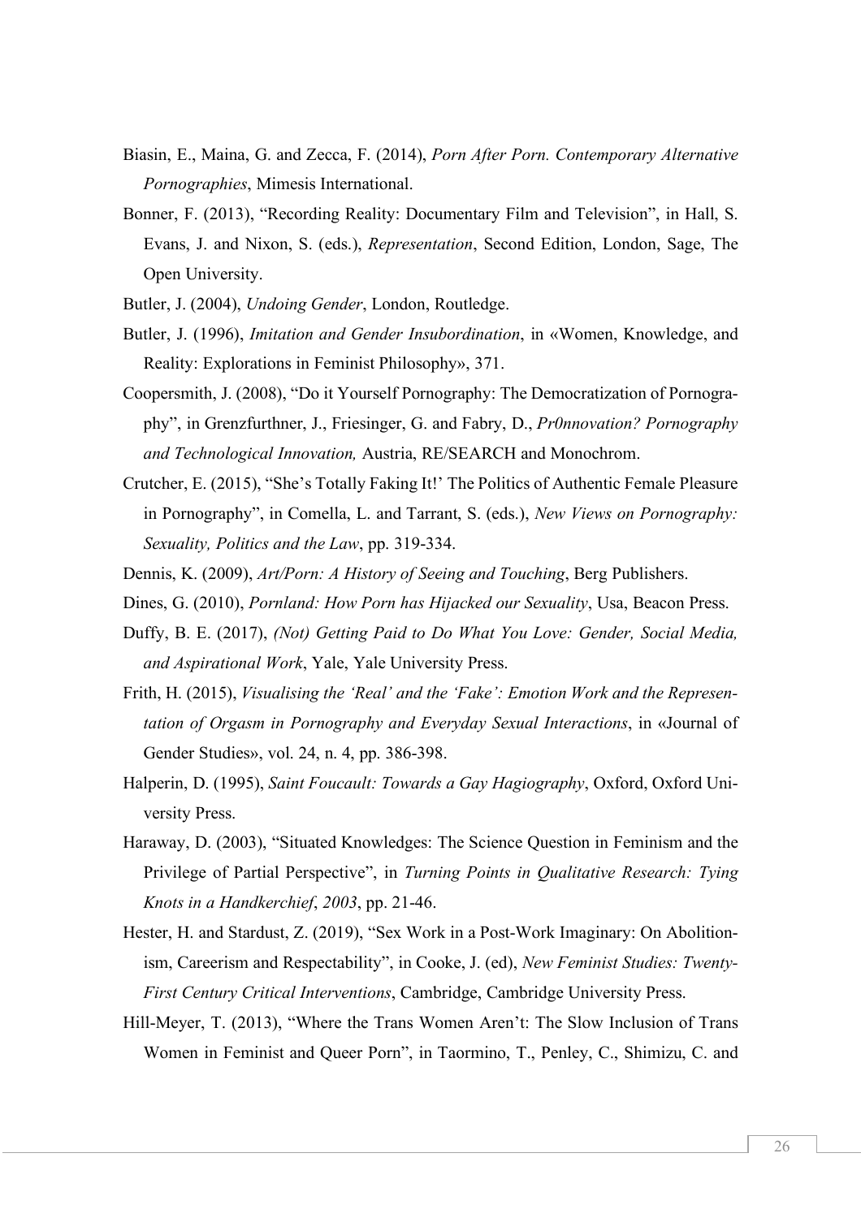Biasin, E., Maina, G. and Zecca, F. (2014), *Porn After Porn. Contemporary Alternative Pornographies*, Mimesis International.

Bonner, F. (2013), "Recording Reality: Documentary Film and Television", in Hall, S. Evans, J. and Nixon, S. (eds.), *Representation*, Second Edition, London, Sage, The Open University.

Butler, J. (2004), *Undoing Gender*, London, Routledge.

Butler, J. (1996), *Imitation and Gender Insubordination*, in «Women, Knowledge, and Reality: Explorations in Feminist Philosophy», 371.

Coopersmith, J. (2008), "Do it Yourself Pornography: The Democratization of Pornography", in Grenzfurthner, J., Friesinger, G. and Fabry, D., *Pr0nnovation? Pornography and Technological Innovation,* Austria, RE/SEARCH and Monochrom.

Crutcher, E. (2015), "She's Totally Faking It!' The Politics of Authentic Female Pleasure in Pornography", in Comella, L. and Tarrant, S. (eds.), *New Views on Pornography: Sexuality, Politics and the Law*, pp. 319-334.

Dennis, K. (2009), *Art/Porn: A History of Seeing and Touching*, Berg Publishers.

Dines, G. (2010), *Pornland: How Porn has Hijacked our Sexuality*, Usa, Beacon Press.

Duffy, B. E. (2017), *(Not) Getting Paid to Do What You Love: Gender, Social Media, and Aspirational Work*, Yale, Yale University Press.

Frith, H. (2015), *Visualising the 'Real' and the 'Fake': Emotion Work and the Representation of Orgasm in Pornography and Everyday Sexual Interactions*, in «Journal of Gender Studies», vol. 24, n. 4, pp. 386-398.

Halperin, D. (1995), *Saint Foucault: Towards a Gay Hagiography*, Oxford, Oxford University Press.

Haraway, D. (2003), "Situated Knowledges: The Science Question in Feminism and the Privilege of Partial Perspective", in *Turning Points in Qualitative Research: Tying Knots in a Handkerchief*, *2003*, pp. 21-46.

Hester, H. and Stardust, Z. (2019), "Sex Work in a Post-Work Imaginary: On Abolitionism, Careerism and Respectability", in Cooke, J. (ed), *New Feminist Studies: Twenty-First Century Critical Interventions*, Cambridge, Cambridge University Press.

Hill-Meyer, T. (2013), "Where the Trans Women Aren't: The Slow Inclusion of Trans Women in Feminist and Queer Porn", in Taormino, T., Penley, C., Shimizu, C. and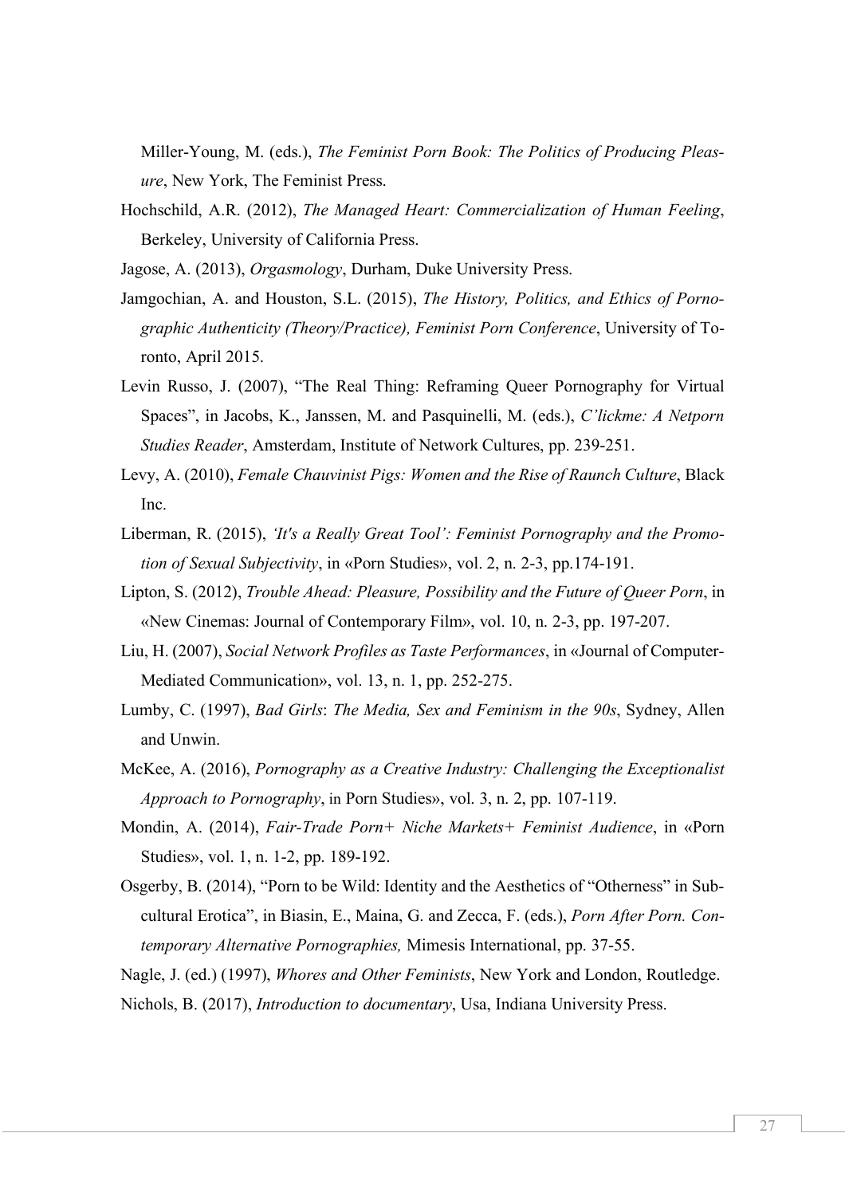Miller-Young, M. (eds.), *The Feminist Porn Book: The Politics of Producing Pleasure*, New York, The Feminist Press.

Hochschild, A.R. (2012), *The Managed Heart: Commercialization of Human Feeling*, Berkeley, University of California Press.

Jagose, A. (2013), *Orgasmology*, Durham, Duke University Press.

Jamgochian, A. and Houston, S.L. (2015), *The History, Politics, and Ethics of Pornographic Authenticity (Theory/Practice), Feminist Porn Conference*, University of Toronto, April 2015.

Levin Russo, J. (2007), "The Real Thing: Reframing Queer Pornography for Virtual Spaces", in Jacobs, K., Janssen, M. and Pasquinelli, M. (eds.), *C'lickme: A Netporn Studies Reader*, Amsterdam, Institute of Network Cultures, pp. 239-251.

Levy, A. (2010), *Female Chauvinist Pigs: Women and the Rise of Raunch Culture*, Black Inc.

Liberman, R. (2015), *'It's a Really Great Tool': Feminist Pornography and the Promotion of Sexual Subjectivity*, in «Porn Studies», vol. 2, n. 2-3, pp.174-191.

Lipton, S. (2012), *Trouble Ahead: Pleasure, Possibility and the Future of Queer Porn*, in «New Cinemas: Journal of Contemporary Film», vol. 10, n. 2-3, pp. 197-207.

Liu, H. (2007), *Social Network Profiles as Taste Performances*, in «Journal of Computer-Mediated Communication», vol. 13, n. 1, pp. 252-275.

Lumby, C. (1997), *Bad Girls*: *The Media, Sex and Feminism in the 90s*, Sydney, Allen and Unwin.

McKee, A. (2016), *Pornography as a Creative Industry: Challenging the Exceptionalist Approach to Pornography*, in Porn Studies», vol. 3, n. 2, pp. 107-119.

Mondin, A. (2014), *Fair-Trade Porn+ Niche Markets+ Feminist Audience*, in «Porn Studies», vol. 1, n. 1-2, pp. 189-192.

Osgerby, B. (2014), "Porn to be Wild: Identity and the Aesthetics of "Otherness" in Subcultural Erotica", in Biasin, E., Maina, G. and Zecca, F. (eds.), *Porn After Porn. Contemporary Alternative Pornographies,* Mimesis International, pp. 37-55.

Nagle, J. (ed.) (1997), *Whores and Other Feminists*, New York and London, Routledge.

Nichols, B. (2017), *Introduction to documentary*, Usa, Indiana University Press.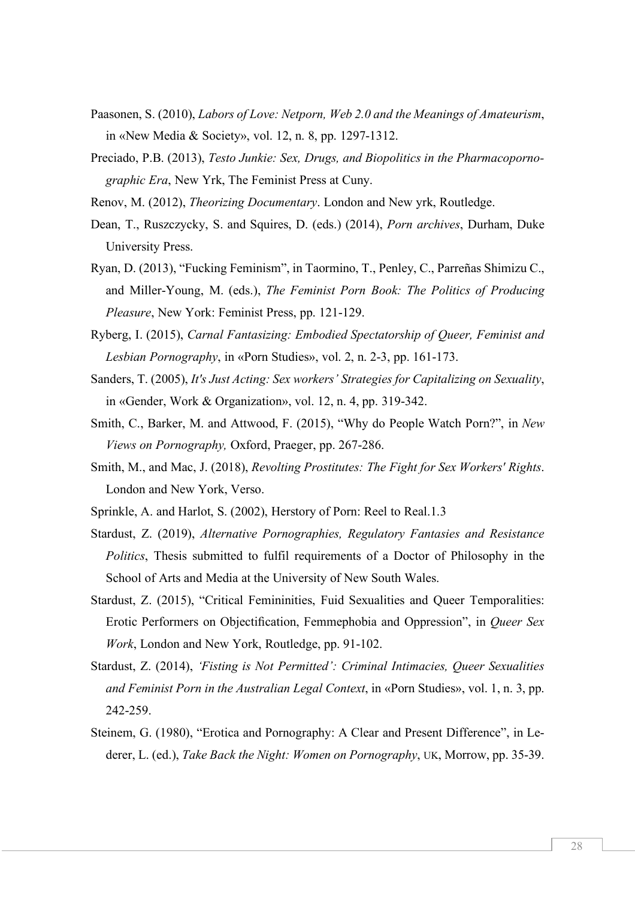Paasonen, S. (2010), *Labors of Love: Netporn, Web 2.0 and the Meanings of Amateurism*, in «New Media & Society», vol. 12, n. 8, pp. 1297-1312.

Preciado, P.B. (2013), *Testo Junkie: Sex, Drugs, and Biopolitics in the Pharmacopornographic Era*, New Yrk, The Feminist Press at Cuny.

Renov, M. (2012), *Theorizing Documentary*. London and New yrk, Routledge.

Dean, T., Ruszczycky, S. and Squires, D. (eds.) (2014), *Porn archives*, Durham, Duke University Press.

Ryan, D. (2013), "Fucking Feminism", in Taormino, T., Penley, C., Parreñas Shimizu C., and Miller-Young, M. (eds.), *The Feminist Porn Book: The Politics of Producing Pleasure*, New York: Feminist Press, pp. 121-129.

Ryberg, I. (2015), *Carnal Fantasizing: Embodied Spectatorship of Queer, Feminist and Lesbian Pornography*, in «Porn Studies», vol. 2, n. 2-3, pp. 161-173.

Sanders, T. (2005), *It's Just Acting: Sex workers' Strategies for Capitalizing on Sexuality*, in «Gender, Work & Organization», vol. 12, n. 4, pp. 319-342.

Smith, C., Barker, M. and Attwood, F. (2015), "Why do People Watch Porn?", in *New Views on Pornography,* Oxford, Praeger, pp. 267-286.

Smith, M., and Mac, J. (2018), *Revolting Prostitutes: The Fight for Sex Workers' Rights*. London and New York, Verso.

Sprinkle, A. and Harlot, S. (2002), Herstory of Porn: Reel to Real.1.3

Stardust, Z. (2019), *Alternative Pornographies, Regulatory Fantasies and Resistance Politics*, Thesis submitted to fulfil requirements of a Doctor of Philosophy in the School of Arts and Media at the University of New South Wales.

Stardust, Z. (2015), "Critical Femininities, Fuid Sexualities and Queer Temporalities: Erotic Performers on Objectification, Femmephobia and Oppression", in *Queer Sex Work*, London and New York, Routledge, pp. 91-102.

Stardust, Z. (2014), *'Fisting is Not Permitted': Criminal Intimacies, Queer Sexualities and Feminist Porn in the Australian Legal Context*, in «Porn Studies», vol. 1, n. 3, pp. 242-259.

Steinem, G. (1980), "Erotica and Pornography: A Clear and Present Difference", in Lederer, L. (ed.), *Take Back the Night: Women on Pornography*, UK, Morrow, pp. 35-39.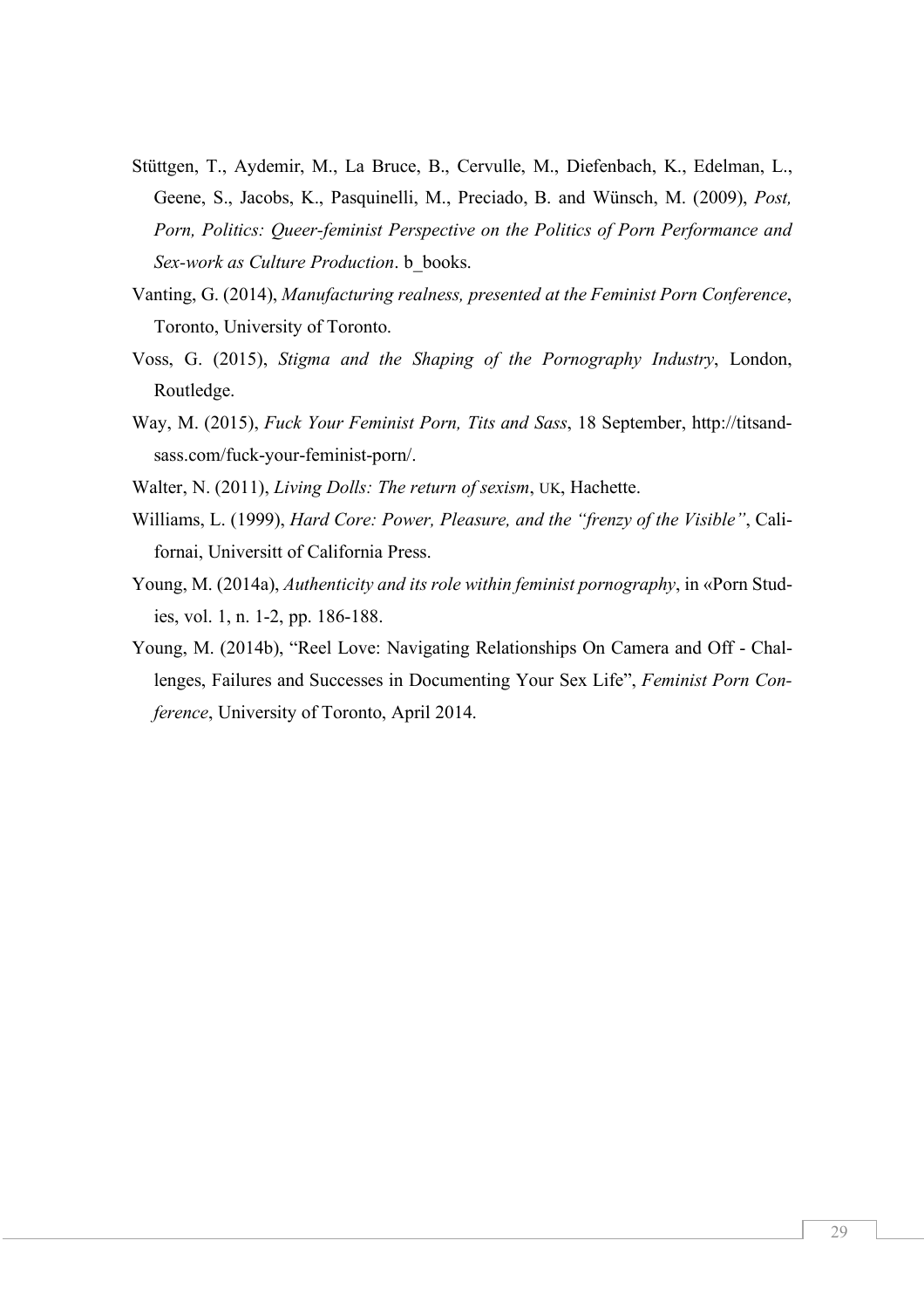Stüttgen, T., Aydemir, M., La Bruce, B., Cervulle, M., Diefenbach, K., Edelman, L., Geene, S., Jacobs, K., Pasquinelli, M., Preciado, B. and Wünsch, M. (2009), *Post, Porn, Politics: Queer-feminist Perspective on the Politics of Porn Performance and Sex-work as Culture Production*. b_books.

Vanting, G. (2014), *Manufacturing realness, presented at the Feminist Porn Conference*, Toronto, University of Toronto.

Voss, G. (2015), *Stigma and the Shaping of the Pornography Industry*, London, Routledge.

Way, M. (2015), *Fuck Your Feminist Porn, Tits and Sass*, 18 September, http://titsand-sass.com/fuck-your-feminist-porn/.

Walter, N. (2011), *Living Dolls: The return of sexism*, UK, Hachette.

Williams, L. (1999), *Hard Core: Power, Pleasure, and the "frenzy of the Visible"*, Califor­nai, Universitt of California Press.

Young, M. (2014a), *Authenticity and its role within feminist pornography*, in «Porn Studies, vol. 1, n. 1-2, pp. 186-188.

Young, M. (2014b), "Reel Love: Navigating Relationships On Camera and Off - Challenges, Failures and Successes in Documenting Your Sex Life", *Feminist Porn Conference*, University of Toronto, April 2014.